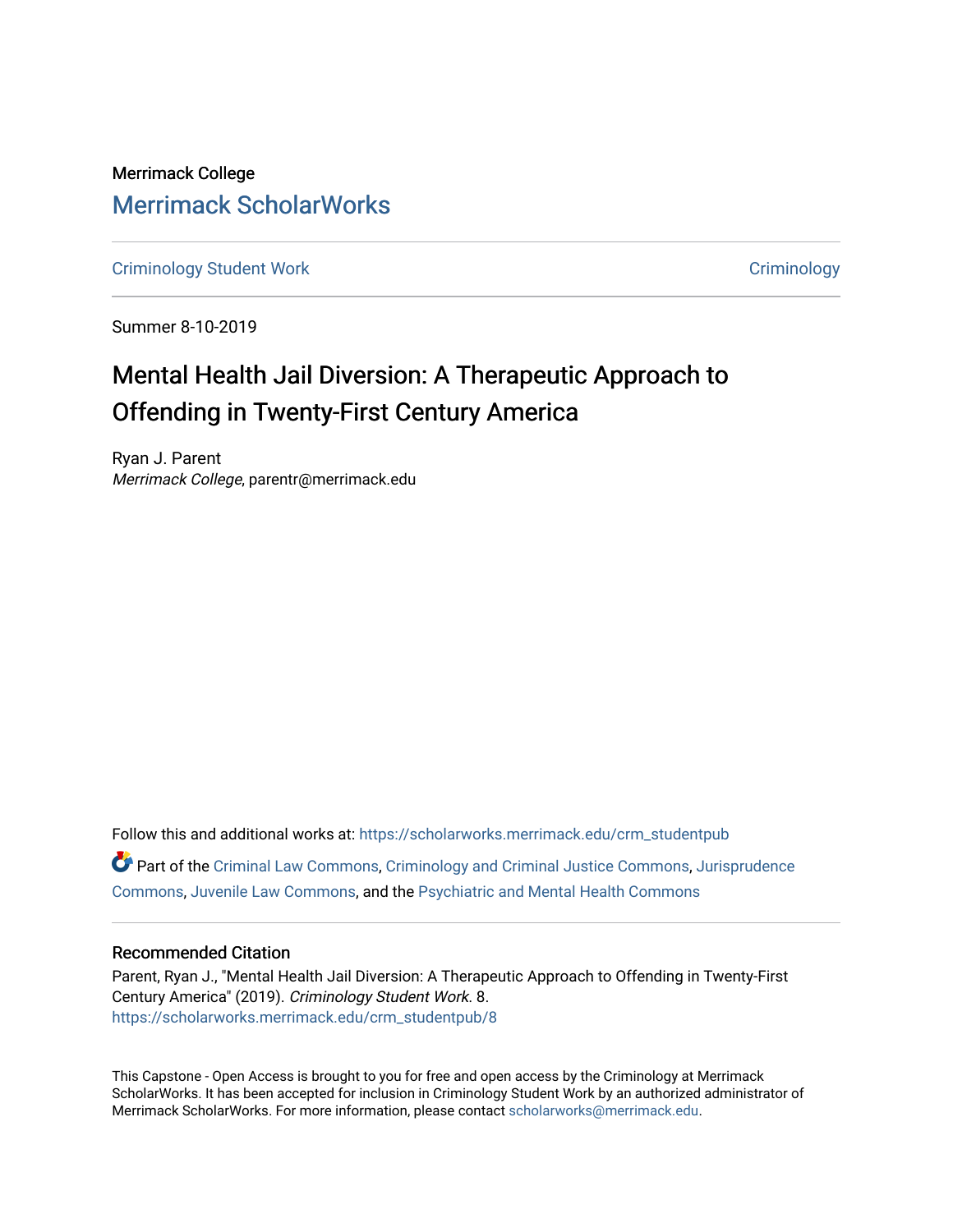Merrimack College

# Merrimack ScholarWorks

Criminology Student Work | Criminology

Summer 8-10-2019

# Mental Health Jail Diversion: A Therapeutic Approach to Offending in Twenty-First Century America

Ryan J. Parent
*Merrimack College*, parentr@merrimack.edu

Follow this and additional works at: https://scholarworks.merrimack.edu/crm_studentpub

Part of the Criminal Law Commons, Criminology and Criminal Justice Commons, Jurisprudence Commons, Juvenile Law Commons, and the Psychiatric and Mental Health Commons

## Recommended Citation

Parent, Ryan J., "Mental Health Jail Diversion: A Therapeutic Approach to Offending in Twenty-First Century America" (2019). *Criminology Student Work*. 8.
https://scholarworks.merrimack.edu/crm_studentpub/8

This Capstone - Open Access is brought to you for free and open access by the Criminology at Merrimack ScholarWorks. It has been accepted for inclusion in Criminology Student Work by an authorized administrator of Merrimack ScholarWorks. For more information, please contact scholarworks@merrimack.edu.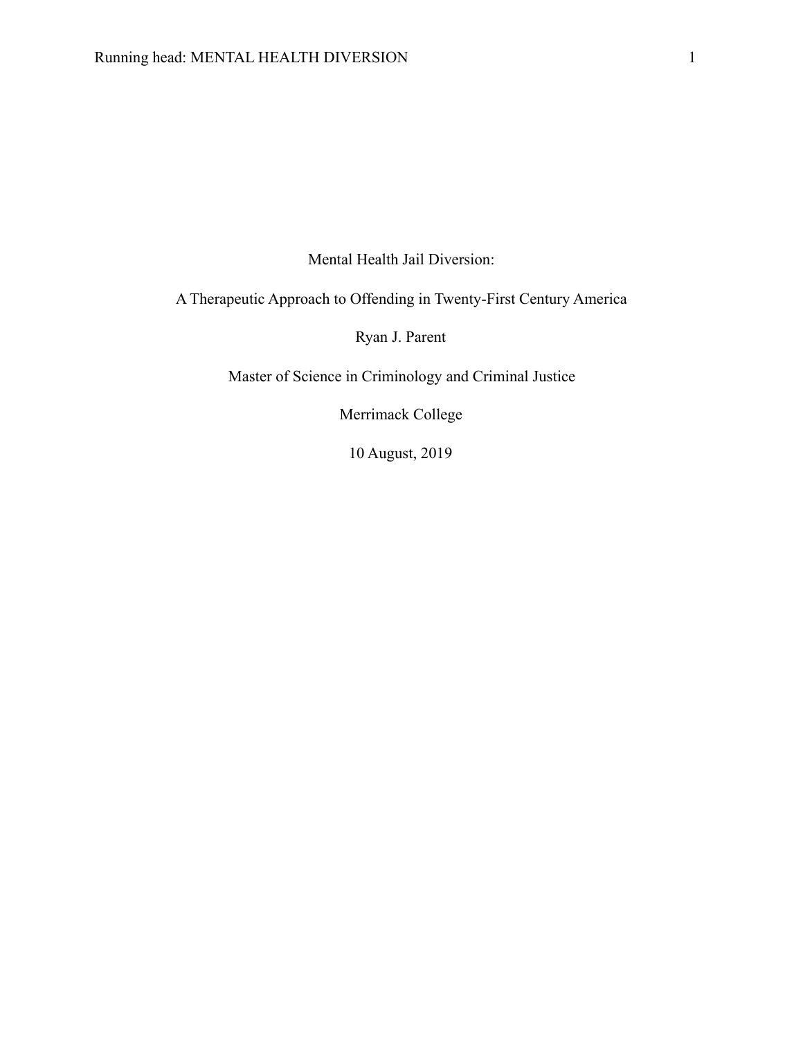Mental Health Jail Diversion:

A Therapeutic Approach to Offending in Twenty-First Century America

Ryan J. Parent

Master of Science in Criminology and Criminal Justice

Merrimack College

10 August, 2019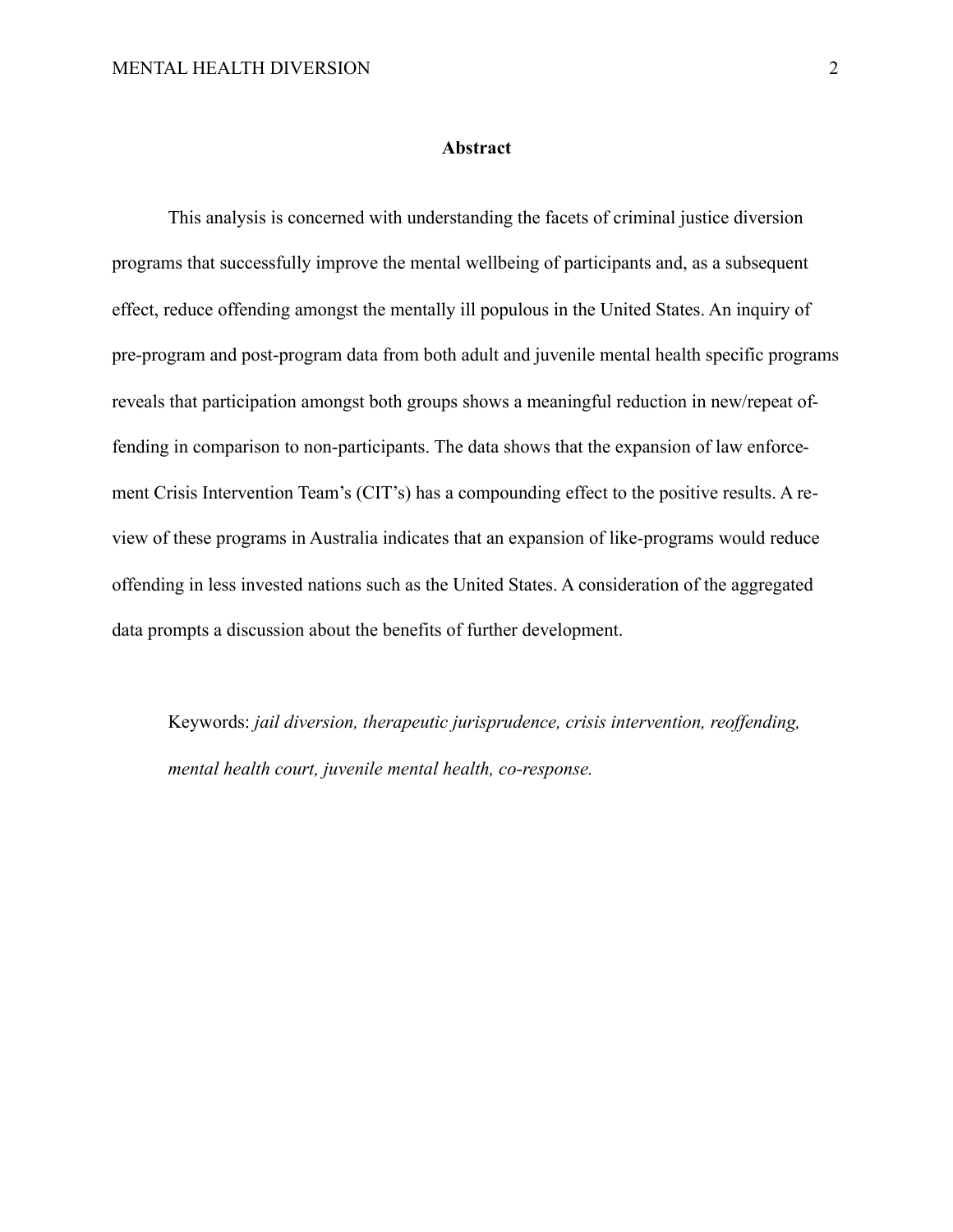## Abstract

This analysis is concerned with understanding the facets of criminal justice diversion programs that successfully improve the mental wellbeing of participants and, as a subsequent effect, reduce offending amongst the mentally ill populous in the United States. An inquiry of pre-program and post-program data from both adult and juvenile mental health specific programs reveals that participation amongst both groups shows a meaningful reduction in new/repeat offending in comparison to non-participants. The data shows that the expansion of law enforcement Crisis Intervention Team's (CIT's) has a compounding effect to the positive results. A review of these programs in Australia indicates that an expansion of like-programs would reduce offending in less invested nations such as the United States. A consideration of the aggregated data prompts a discussion about the benefits of further development.

Keywords: *jail diversion, therapeutic jurisprudence, crisis intervention, reoffending, mental health court, juvenile mental health, co-response.*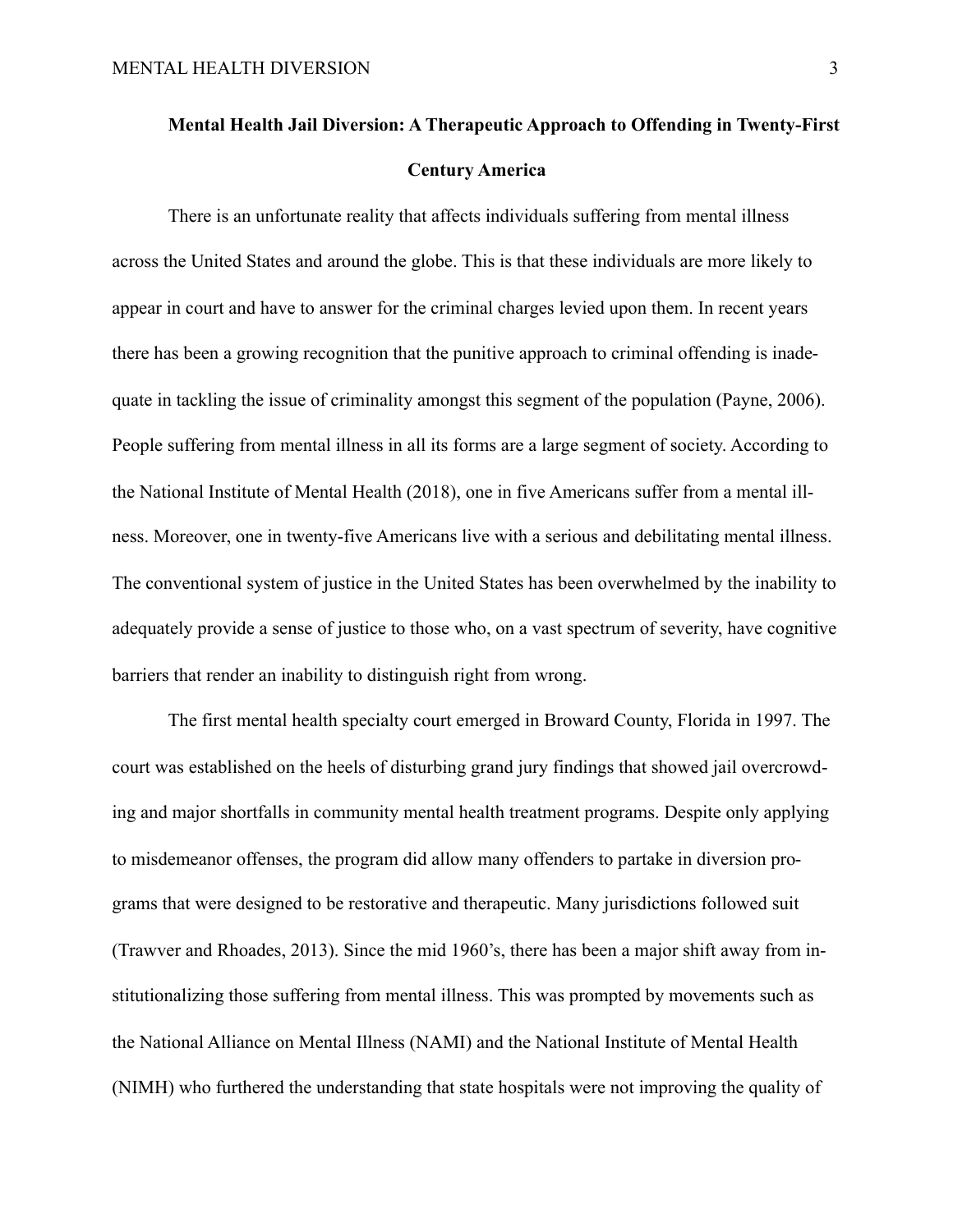**Mental Health Jail Diversion: A Therapeutic Approach to Offending in Twenty-First Century America**

There is an unfortunate reality that affects individuals suffering from mental illness across the United States and around the globe. This is that these individuals are more likely to appear in court and have to answer for the criminal charges levied upon them. In recent years there has been a growing recognition that the punitive approach to criminal offending is inadequate in tackling the issue of criminality amongst this segment of the population (Payne, 2006). People suffering from mental illness in all its forms are a large segment of society. According to the National Institute of Mental Health (2018), one in five Americans suffer from a mental illness. Moreover, one in twenty-five Americans live with a serious and debilitating mental illness. The conventional system of justice in the United States has been overwhelmed by the inability to adequately provide a sense of justice to those who, on a vast spectrum of severity, have cognitive barriers that render an inability to distinguish right from wrong.

The first mental health specialty court emerged in Broward County, Florida in 1997. The court was established on the heels of disturbing grand jury findings that showed jail overcrowding and major shortfalls in community mental health treatment programs. Despite only applying to misdemeanor offenses, the program did allow many offenders to partake in diversion programs that were designed to be restorative and therapeutic. Many jurisdictions followed suit (Trawver and Rhoades, 2013). Since the mid 1960's, there has been a major shift away from institutionalizing those suffering from mental illness. This was prompted by movements such as the National Alliance on Mental Illness (NAMI) and the National Institute of Mental Health (NIMH) who furthered the understanding that state hospitals were not improving the quality of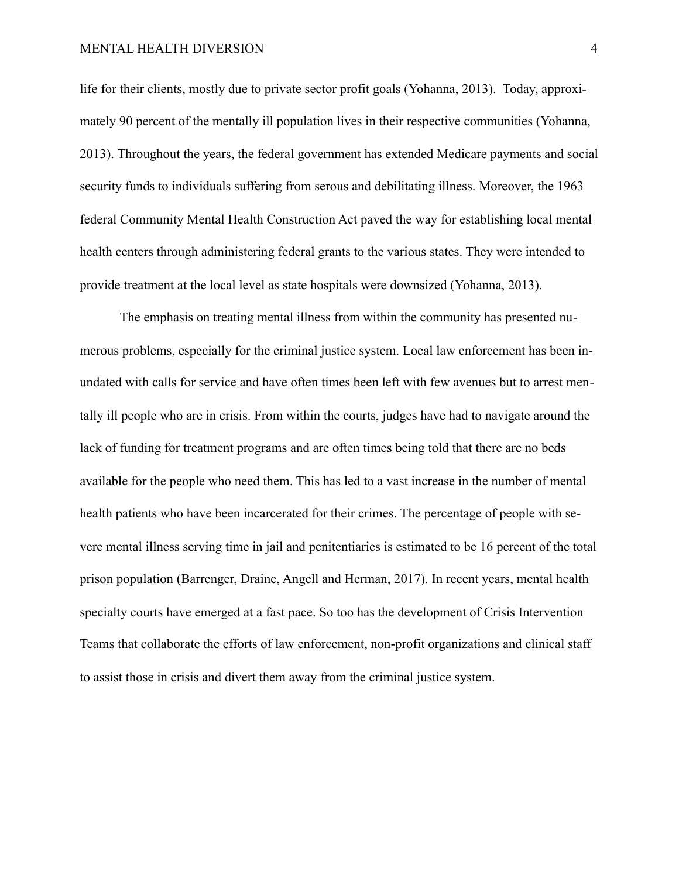life for their clients, mostly due to private sector profit goals (Yohanna, 2013). Today, approximately 90 percent of the mentally ill population lives in their respective communities (Yohanna, 2013). Throughout the years, the federal government has extended Medicare payments and social security funds to individuals suffering from serous and debilitating illness. Moreover, the 1963 federal Community Mental Health Construction Act paved the way for establishing local mental health centers through administering federal grants to the various states. They were intended to provide treatment at the local level as state hospitals were downsized (Yohanna, 2013).

The emphasis on treating mental illness from within the community has presented numerous problems, especially for the criminal justice system. Local law enforcement has been inundated with calls for service and have often times been left with few avenues but to arrest mentally ill people who are in crisis. From within the courts, judges have had to navigate around the lack of funding for treatment programs and are often times being told that there are no beds available for the people who need them. This has led to a vast increase in the number of mental health patients who have been incarcerated for their crimes. The percentage of people with severe mental illness serving time in jail and penitentiaries is estimated to be 16 percent of the total prison population (Barrenger, Draine, Angell and Herman, 2017). In recent years, mental health specialty courts have emerged at a fast pace. So too has the development of Crisis Intervention Teams that collaborate the efforts of law enforcement, non-profit organizations and clinical staff to assist those in crisis and divert them away from the criminal justice system.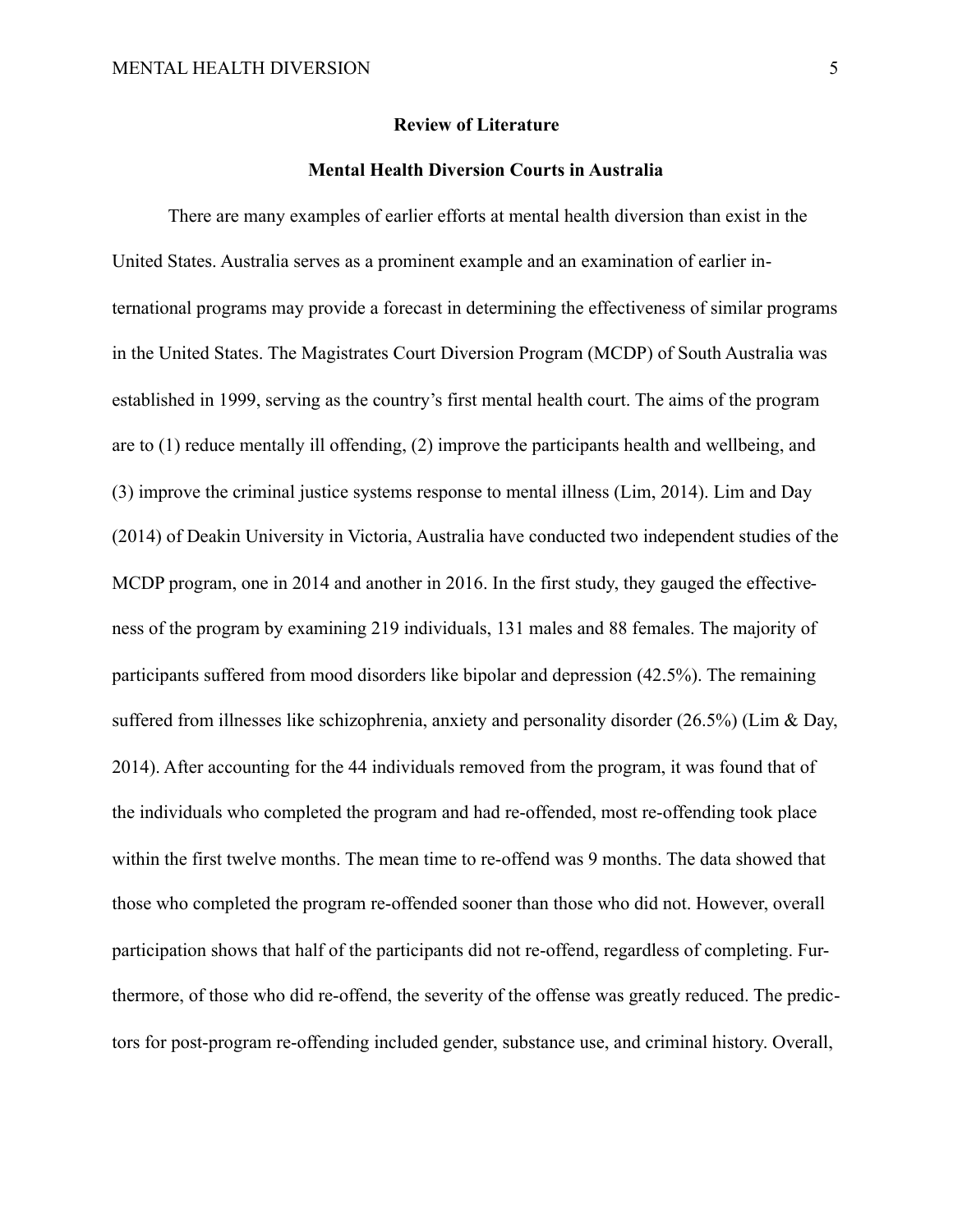## Review of Literature

### Mental Health Diversion Courts in Australia

There are many examples of earlier efforts at mental health diversion than exist in the United States. Australia serves as a prominent example and an examination of earlier international programs may provide a forecast in determining the effectiveness of similar programs in the United States. The Magistrates Court Diversion Program (MCDP) of South Australia was established in 1999, serving as the country's first mental health court. The aims of the program are to (1) reduce mentally ill offending, (2) improve the participants health and wellbeing, and (3) improve the criminal justice systems response to mental illness (Lim, 2014). Lim and Day (2014) of Deakin University in Victoria, Australia have conducted two independent studies of the MCDP program, one in 2014 and another in 2016. In the first study, they gauged the effectiveness of the program by examining 219 individuals, 131 males and 88 females. The majority of participants suffered from mood disorders like bipolar and depression (42.5%). The remaining suffered from illnesses like schizophrenia, anxiety and personality disorder (26.5%) (Lim & Day, 2014). After accounting for the 44 individuals removed from the program, it was found that of the individuals who completed the program and had re-offended, most re-offending took place within the first twelve months. The mean time to re-offend was 9 months. The data showed that those who completed the program re-offended sooner than those who did not. However, overall participation shows that half of the participants did not re-offend, regardless of completing. Furthermore, of those who did re-offend, the severity of the offense was greatly reduced. The predictors for post-program re-offending included gender, substance use, and criminal history. Overall,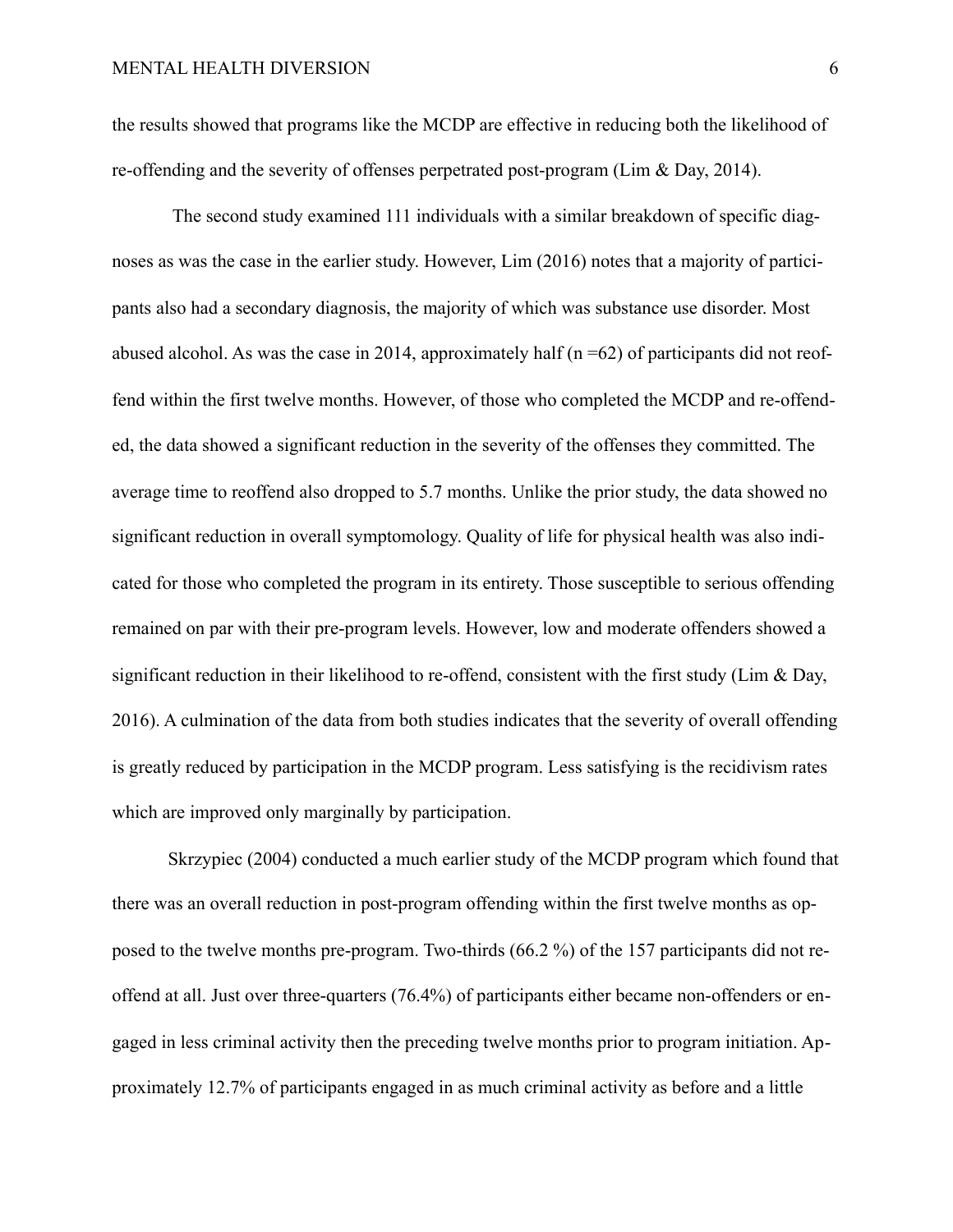the results showed that programs like the MCDP are effective in reducing both the likelihood of re-offending and the severity of offenses perpetrated post-program (Lim & Day, 2014).

The second study examined 111 individuals with a similar breakdown of specific diagnoses as was the case in the earlier study. However, Lim (2016) notes that a majority of participants also had a secondary diagnosis, the majority of which was substance use disorder. Most abused alcohol. As was the case in 2014, approximately half (n =62) of participants did not reoffend within the first twelve months. However, of those who completed the MCDP and re-offended, the data showed a significant reduction in the severity of the offenses they committed. The average time to reoffend also dropped to 5.7 months. Unlike the prior study, the data showed no significant reduction in overall symptomology. Quality of life for physical health was also indicated for those who completed the program in its entirety. Those susceptible to serious offending remained on par with their pre-program levels. However, low and moderate offenders showed a significant reduction in their likelihood to re-offend, consistent with the first study (Lim & Day, 2016). A culmination of the data from both studies indicates that the severity of overall offending is greatly reduced by participation in the MCDP program. Less satisfying is the recidivism rates which are improved only marginally by participation.

Skrzypiec (2004) conducted a much earlier study of the MCDP program which found that there was an overall reduction in post-program offending within the first twelve months as opposed to the twelve months pre-program. Two-thirds (66.2 %) of the 157 participants did not re-offend at all. Just over three-quarters (76.4%) of participants either became non-offenders or engaged in less criminal activity then the preceding twelve months prior to program initiation. Approximately 12.7% of participants engaged in as much criminal activity as before and a little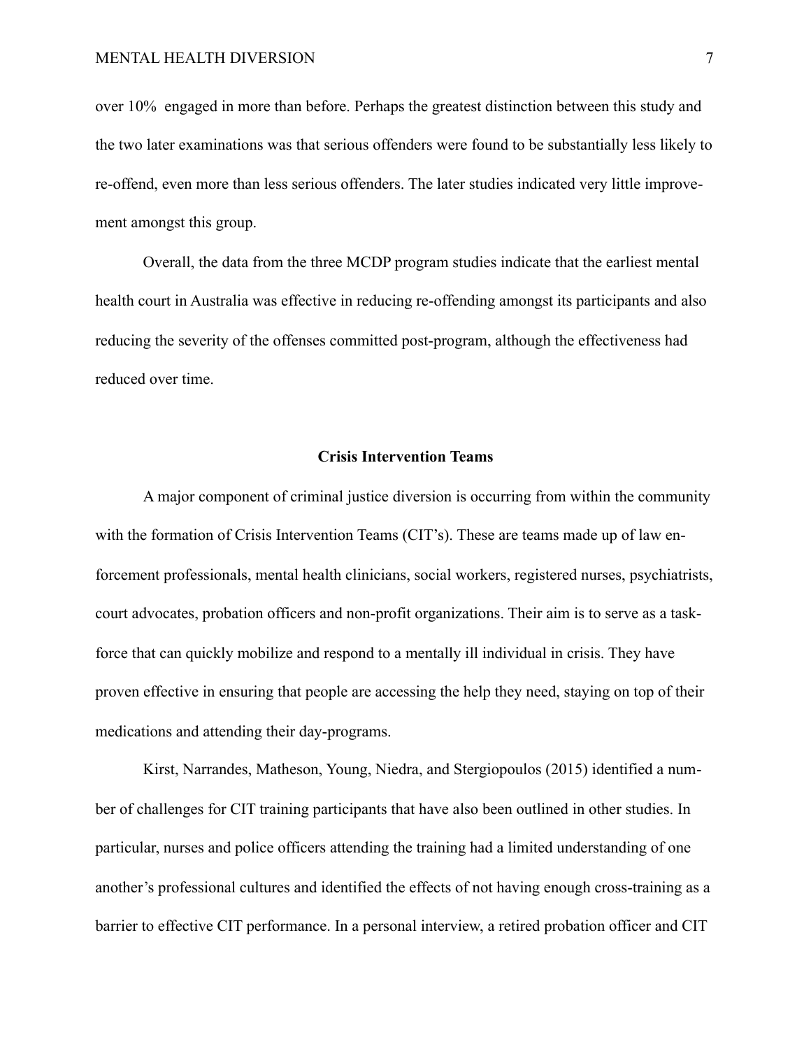over 10%  engaged in more than before. Perhaps the greatest distinction between this study and the two later examinations was that serious offenders were found to be substantially less likely to re-offend, even more than less serious offenders. The later studies indicated very little improvement amongst this group.

Overall, the data from the three MCDP program studies indicate that the earliest mental health court in Australia was effective in reducing re-offending amongst its participants and also reducing the severity of the offenses committed post-program, although the effectiveness had reduced over time.

## Crisis Intervention Teams

A major component of criminal justice diversion is occurring from within the community with the formation of Crisis Intervention Teams (CIT's). These are teams made up of law enforcement professionals, mental health clinicians, social workers, registered nurses, psychiatrists, court advocates, probation officers and non-profit organizations. Their aim is to serve as a taskforce that can quickly mobilize and respond to a mentally ill individual in crisis. They have proven effective in ensuring that people are accessing the help they need, staying on top of their medications and attending their day-programs.

Kirst, Narrandes, Matheson, Young, Niedra, and Stergiopoulos (2015) identified a number of challenges for CIT training participants that have also been outlined in other studies. In particular, nurses and police officers attending the training had a limited understanding of one another's professional cultures and identified the effects of not having enough cross-training as a barrier to effective CIT performance. In a personal interview, a retired probation officer and CIT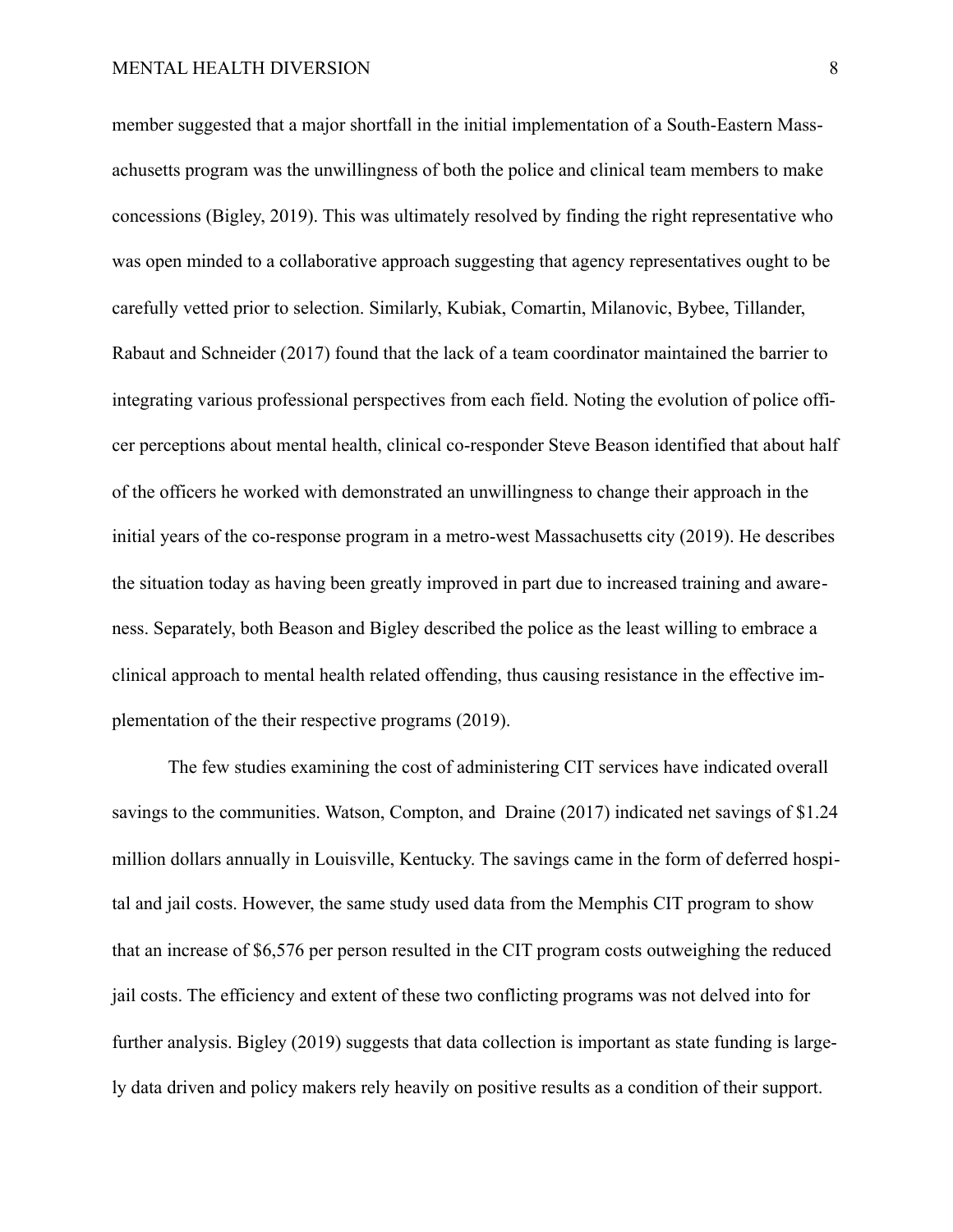member suggested that a major shortfall in the initial implementation of a South-Eastern Massachusetts program was the unwillingness of both the police and clinical team members to make concessions (Bigley, 2019). This was ultimately resolved by finding the right representative who was open minded to a collaborative approach suggesting that agency representatives ought to be carefully vetted prior to selection. Similarly, Kubiak, Comartin, Milanovic, Bybee, Tillander, Rabaut and Schneider (2017) found that the lack of a team coordinator maintained the barrier to integrating various professional perspectives from each field. Noting the evolution of police officer perceptions about mental health, clinical co-responder Steve Beason identified that about half of the officers he worked with demonstrated an unwillingness to change their approach in the initial years of the co-response program in a metro-west Massachusetts city (2019). He describes the situation today as having been greatly improved in part due to increased training and awareness. Separately, both Beason and Bigley described the police as the least willing to embrace a clinical approach to mental health related offending, thus causing resistance in the effective implementation of the their respective programs (2019).

The few studies examining the cost of administering CIT services have indicated overall savings to the communities. Watson, Compton, and Draine (2017) indicated net savings of $1.24 million dollars annually in Louisville, Kentucky. The savings came in the form of deferred hospital and jail costs. However, the same study used data from the Memphis CIT program to show that an increase of $6,576 per person resulted in the CIT program costs outweighing the reduced jail costs. The efficiency and extent of these two conflicting programs was not delved into for further analysis. Bigley (2019) suggests that data collection is important as state funding is largely data driven and policy makers rely heavily on positive results as a condition of their support.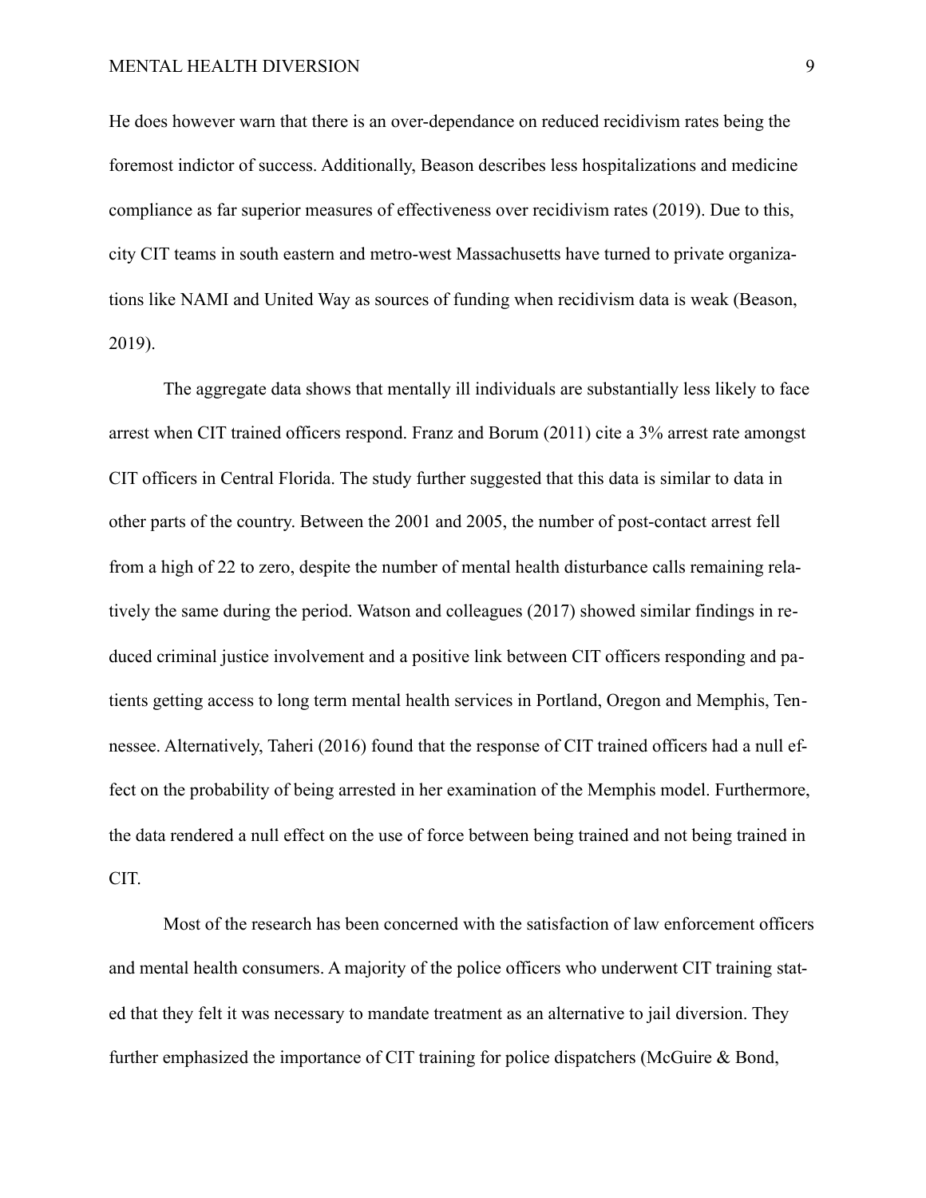He does however warn that there is an over-dependance on reduced recidivism rates being the foremost indictor of success. Additionally, Beason describes less hospitalizations and medicine compliance as far superior measures of effectiveness over recidivism rates (2019). Due to this, city CIT teams in south eastern and metro-west Massachusetts have turned to private organizations like NAMI and United Way as sources of funding when recidivism data is weak (Beason, 2019).

The aggregate data shows that mentally ill individuals are substantially less likely to face arrest when CIT trained officers respond. Franz and Borum (2011) cite a 3% arrest rate amongst CIT officers in Central Florida. The study further suggested that this data is similar to data in other parts of the country. Between the 2001 and 2005, the number of post-contact arrest fell from a high of 22 to zero, despite the number of mental health disturbance calls remaining relatively the same during the period. Watson and colleagues (2017) showed similar findings in reduced criminal justice involvement and a positive link between CIT officers responding and patients getting access to long term mental health services in Portland, Oregon and Memphis, Tennessee. Alternatively, Taheri (2016) found that the response of CIT trained officers had a null effect on the probability of being arrested in her examination of the Memphis model. Furthermore, the data rendered a null effect on the use of force between being trained and not being trained in CIT.

Most of the research has been concerned with the satisfaction of law enforcement officers and mental health consumers. A majority of the police officers who underwent CIT training stated that they felt it was necessary to mandate treatment as an alternative to jail diversion. They further emphasized the importance of CIT training for police dispatchers (McGuire & Bond,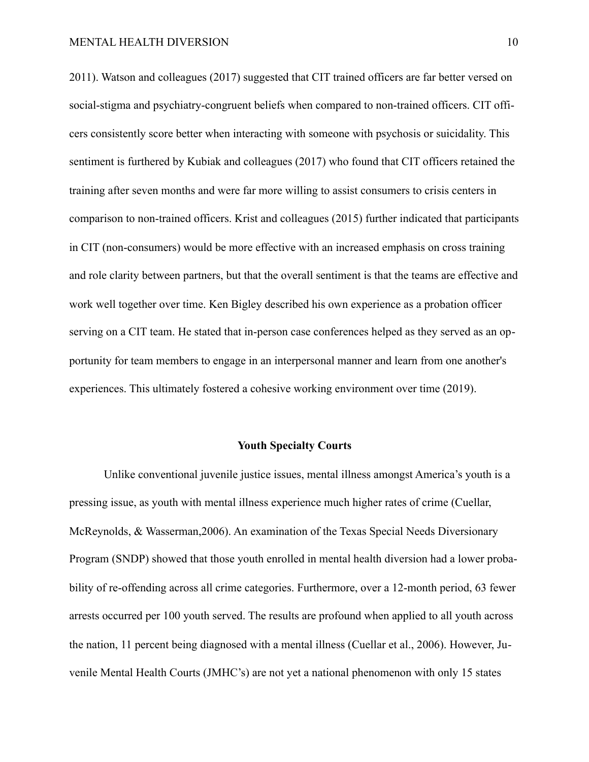2011). Watson and colleagues (2017) suggested that CIT trained officers are far better versed on social-stigma and psychiatry-congruent beliefs when compared to non-trained officers. CIT officers consistently score better when interacting with someone with psychosis or suicidality. This sentiment is furthered by Kubiak and colleagues (2017) who found that CIT officers retained the training after seven months and were far more willing to assist consumers to crisis centers in comparison to non-trained officers. Krist and colleagues (2015) further indicated that participants in CIT (non-consumers) would be more effective with an increased emphasis on cross training and role clarity between partners, but that the overall sentiment is that the teams are effective and work well together over time. Ken Bigley described his own experience as a probation officer serving on a CIT team. He stated that in-person case conferences helped as they served as an opportunity for team members to engage in an interpersonal manner and learn from one another's experiences. This ultimately fostered a cohesive working environment over time (2019).

## Youth Specialty Courts

Unlike conventional juvenile justice issues, mental illness amongst America's youth is a pressing issue, as youth with mental illness experience much higher rates of crime (Cuellar, McReynolds, & Wasserman,2006). An examination of the Texas Special Needs Diversionary Program (SNDP) showed that those youth enrolled in mental health diversion had a lower probability of re-offending across all crime categories. Furthermore, over a 12-month period, 63 fewer arrests occurred per 100 youth served. The results are profound when applied to all youth across the nation, 11 percent being diagnosed with a mental illness (Cuellar et al., 2006). However, Juvenile Mental Health Courts (JMHC's) are not yet a national phenomenon with only 15 states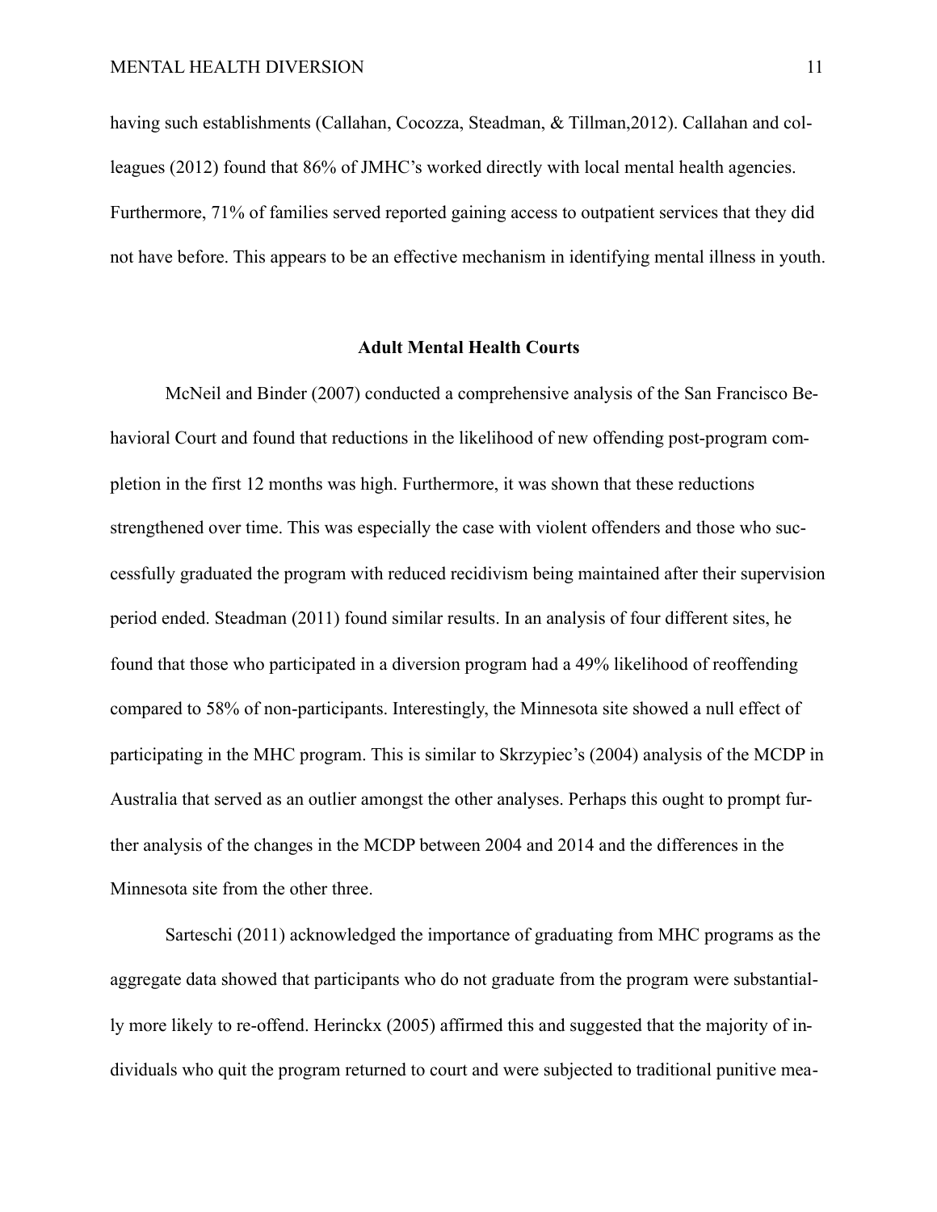having such establishments (Callahan, Cocozza, Steadman, & Tillman,2012). Callahan and colleagues (2012) found that 86% of JMHC's worked directly with local mental health agencies. Furthermore, 71% of families served reported gaining access to outpatient services that they did not have before. This appears to be an effective mechanism in identifying mental illness in youth.

## Adult Mental Health Courts

McNeil and Binder (2007) conducted a comprehensive analysis of the San Francisco Behavioral Court and found that reductions in the likelihood of new offending post-program completion in the first 12 months was high. Furthermore, it was shown that these reductions strengthened over time. This was especially the case with violent offenders and those who successfully graduated the program with reduced recidivism being maintained after their supervision period ended. Steadman (2011) found similar results. In an analysis of four different sites, he found that those who participated in a diversion program had a 49% likelihood of reoffending compared to 58% of non-participants. Interestingly, the Minnesota site showed a null effect of participating in the MHC program. This is similar to Skrzypiec's (2004) analysis of the MCDP in Australia that served as an outlier amongst the other analyses. Perhaps this ought to prompt further analysis of the changes in the MCDP between 2004 and 2014 and the differences in the Minnesota site from the other three.

Sarteschi (2011) acknowledged the importance of graduating from MHC programs as the aggregate data showed that participants who do not graduate from the program were substantially more likely to re-offend. Herinckx (2005) affirmed this and suggested that the majority of individuals who quit the program returned to court and were subjected to traditional punitive mea-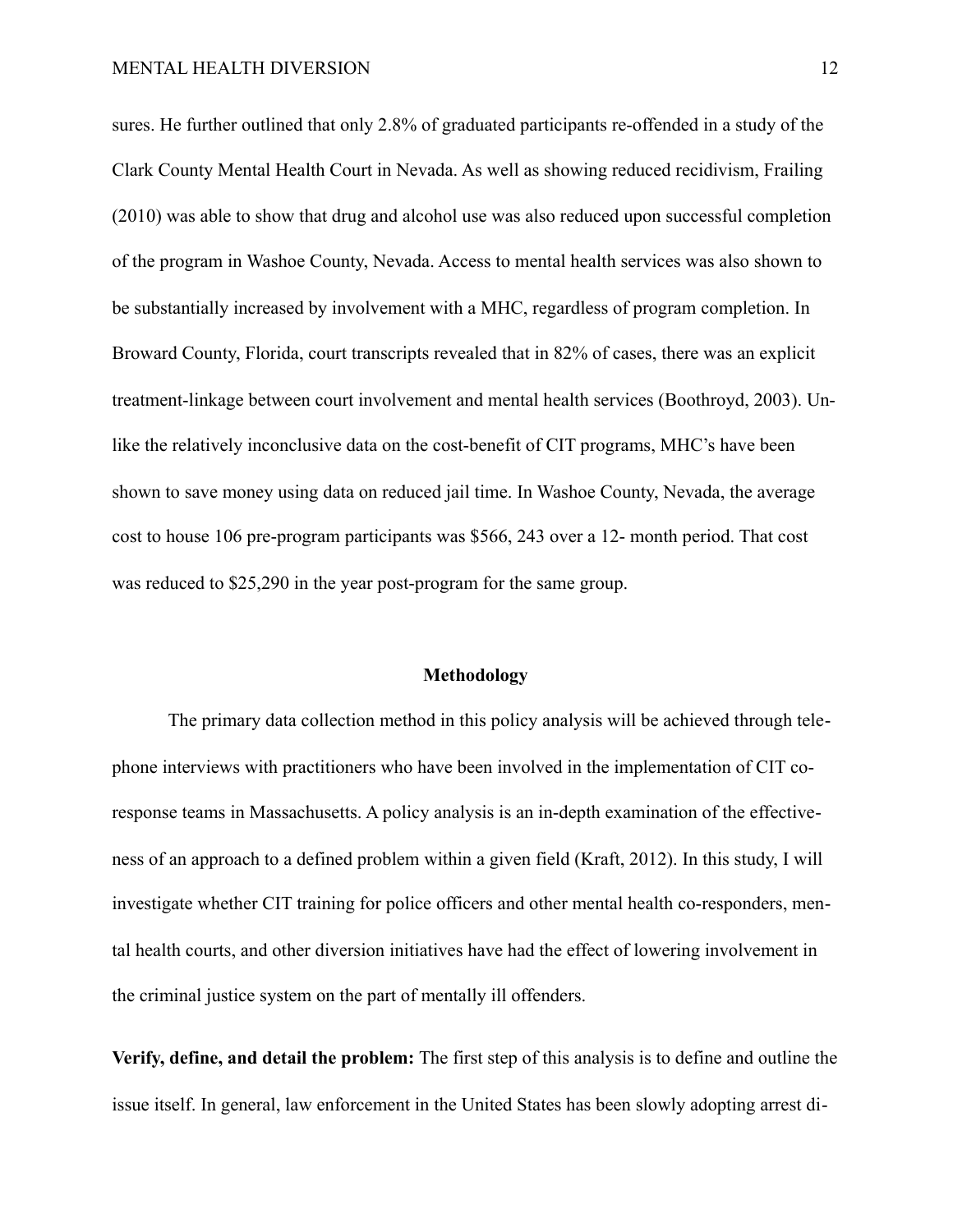sures. He further outlined that only 2.8% of graduated participants re-offended in a study of the Clark County Mental Health Court in Nevada. As well as showing reduced recidivism, Frailing (2010) was able to show that drug and alcohol use was also reduced upon successful completion of the program in Washoe County, Nevada. Access to mental health services was also shown to be substantially increased by involvement with a MHC, regardless of program completion. In Broward County, Florida, court transcripts revealed that in 82% of cases, there was an explicit treatment-linkage between court involvement and mental health services (Boothroyd, 2003). Unlike the relatively inconclusive data on the cost-benefit of CIT programs, MHC's have been shown to save money using data on reduced jail time. In Washoe County, Nevada, the average cost to house 106 pre-program participants was $566, 243 over a 12- month period. That cost was reduced to $25,290 in the year post-program for the same group.

## Methodology

The primary data collection method in this policy analysis will be achieved through telephone interviews with practitioners who have been involved in the implementation of CIT co-response teams in Massachusetts. A policy analysis is an in-depth examination of the effectiveness of an approach to a defined problem within a given field (Kraft, 2012). In this study, I will investigate whether CIT training for police officers and other mental health co-responders, mental health courts, and other diversion initiatives have had the effect of lowering involvement in the criminal justice system on the part of mentally ill offenders.

**Verify, define, and detail the problem:** The first step of this analysis is to define and outline the issue itself. In general, law enforcement in the United States has been slowly adopting arrest di-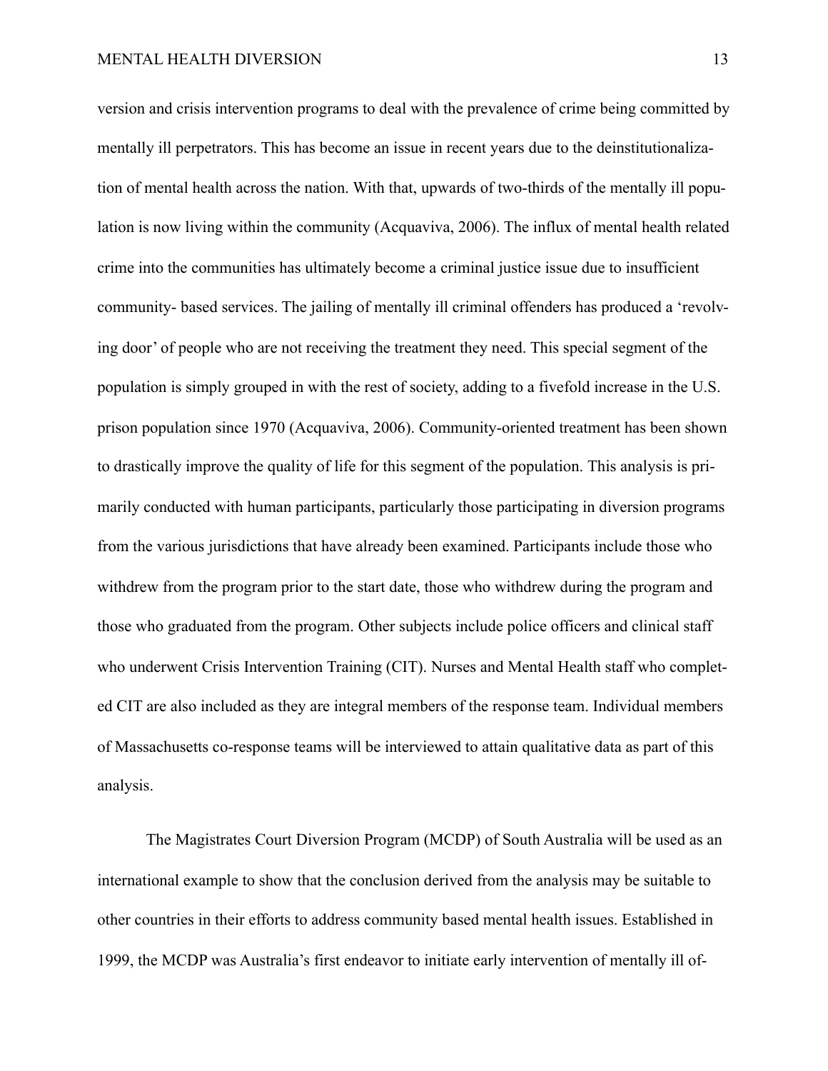version and crisis intervention programs to deal with the prevalence of crime being committed by mentally ill perpetrators. This has become an issue in recent years due to the deinstitutionalization of mental health across the nation. With that, upwards of two-thirds of the mentally ill population is now living within the community (Acquaviva, 2006). The influx of mental health related crime into the communities has ultimately become a criminal justice issue due to insufficient community- based services. The jailing of mentally ill criminal offenders has produced a 'revolving door' of people who are not receiving the treatment they need. This special segment of the population is simply grouped in with the rest of society, adding to a fivefold increase in the U.S. prison population since 1970 (Acquaviva, 2006). Community-oriented treatment has been shown to drastically improve the quality of life for this segment of the population. This analysis is primarily conducted with human participants, particularly those participating in diversion programs from the various jurisdictions that have already been examined. Participants include those who withdrew from the program prior to the start date, those who withdrew during the program and those who graduated from the program. Other subjects include police officers and clinical staff who underwent Crisis Intervention Training (CIT). Nurses and Mental Health staff who completed CIT are also included as they are integral members of the response team. Individual members of Massachusetts co-response teams will be interviewed to attain qualitative data as part of this analysis.

The Magistrates Court Diversion Program (MCDP) of South Australia will be used as an international example to show that the conclusion derived from the analysis may be suitable to other countries in their efforts to address community based mental health issues. Established in 1999, the MCDP was Australia's first endeavor to initiate early intervention of mentally ill of-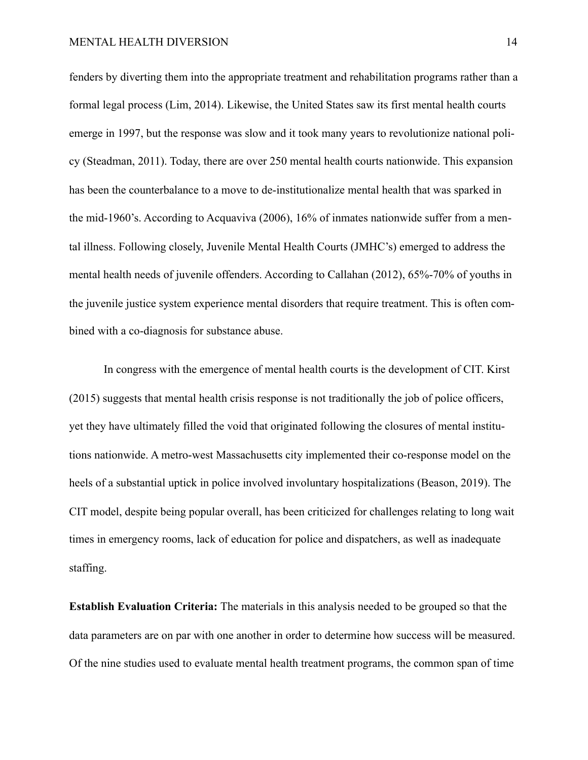fenders by diverting them into the appropriate treatment and rehabilitation programs rather than a formal legal process (Lim, 2014). Likewise, the United States saw its first mental health courts emerge in 1997, but the response was slow and it took many years to revolutionize national policy (Steadman, 2011). Today, there are over 250 mental health courts nationwide. This expansion has been the counterbalance to a move to de-institutionalize mental health that was sparked in the mid-1960's. According to Acquaviva (2006), 16% of inmates nationwide suffer from a mental illness. Following closely, Juvenile Mental Health Courts (JMHC's) emerged to address the mental health needs of juvenile offenders. According to Callahan (2012), 65%-70% of youths in the juvenile justice system experience mental disorders that require treatment. This is often combined with a co-diagnosis for substance abuse.

In congress with the emergence of mental health courts is the development of CIT. Kirst (2015) suggests that mental health crisis response is not traditionally the job of police officers, yet they have ultimately filled the void that originated following the closures of mental institutions nationwide. A metro-west Massachusetts city implemented their co-response model on the heels of a substantial uptick in police involved involuntary hospitalizations (Beason, 2019). The CIT model, despite being popular overall, has been criticized for challenges relating to long wait times in emergency rooms, lack of education for police and dispatchers, as well as inadequate staffing.

**Establish Evaluation Criteria:** The materials in this analysis needed to be grouped so that the data parameters are on par with one another in order to determine how success will be measured. Of the nine studies used to evaluate mental health treatment programs, the common span of time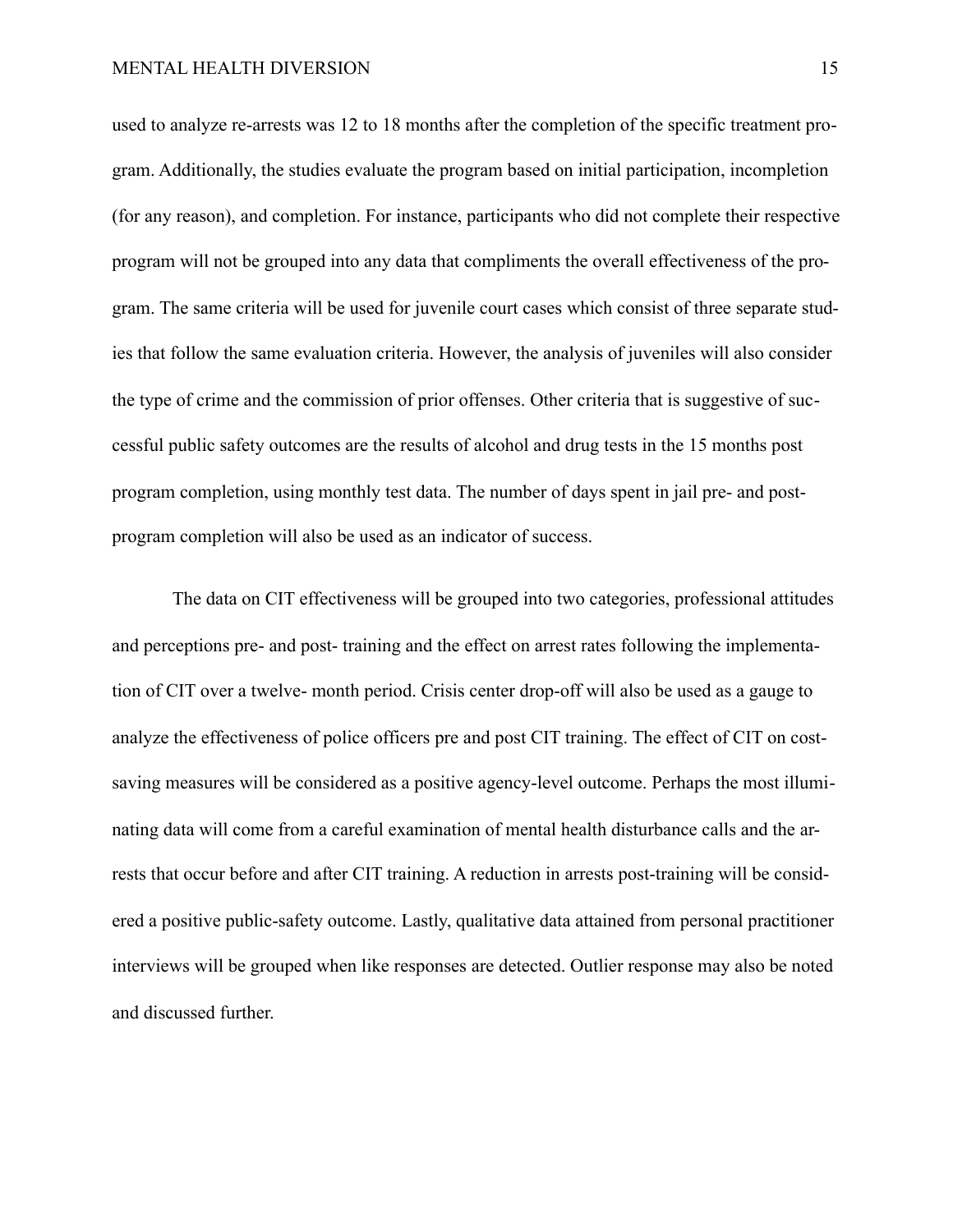used to analyze re-arrests was 12 to 18 months after the completion of the specific treatment program. Additionally, the studies evaluate the program based on initial participation, incompletion (for any reason), and completion. For instance, participants who did not complete their respective program will not be grouped into any data that compliments the overall effectiveness of the program. The same criteria will be used for juvenile court cases which consist of three separate studies that follow the same evaluation criteria. However, the analysis of juveniles will also consider the type of crime and the commission of prior offenses. Other criteria that is suggestive of successful public safety outcomes are the results of alcohol and drug tests in the 15 months post program completion, using monthly test data. The number of days spent in jail pre- and post-program completion will also be used as an indicator of success.

The data on CIT effectiveness will be grouped into two categories, professional attitudes and perceptions pre- and post- training and the effect on arrest rates following the implementation of CIT over a twelve- month period. Crisis center drop-off will also be used as a gauge to analyze the effectiveness of police officers pre and post CIT training. The effect of CIT on cost-saving measures will be considered as a positive agency-level outcome. Perhaps the most illuminating data will come from a careful examination of mental health disturbance calls and the arrests that occur before and after CIT training. A reduction in arrests post-training will be considered a positive public-safety outcome. Lastly, qualitative data attained from personal practitioner interviews will be grouped when like responses are detected. Outlier response may also be noted and discussed further.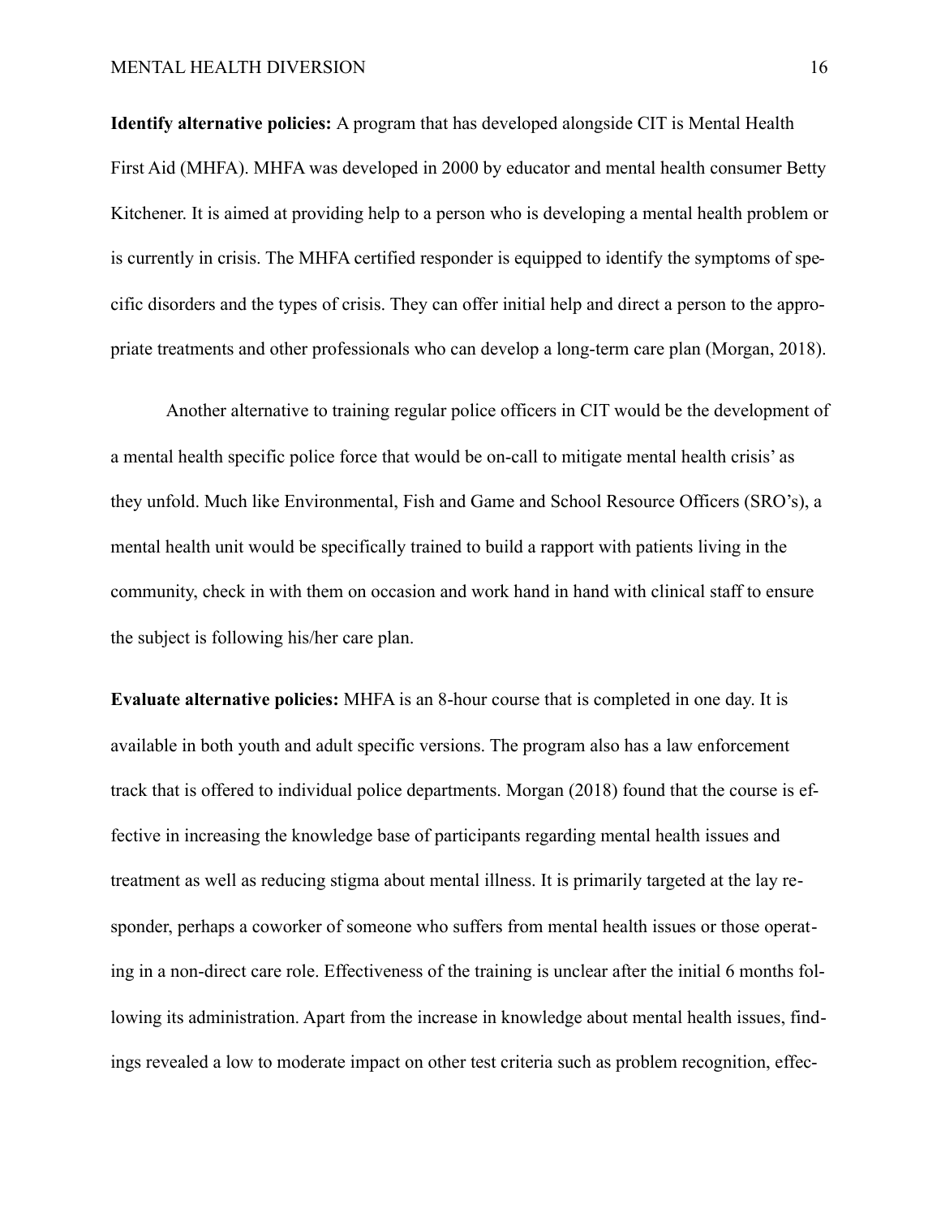**Identify alternative policies:** A program that has developed alongside CIT is Mental Health First Aid (MHFA). MHFA was developed in 2000 by educator and mental health consumer Betty Kitchener. It is aimed at providing help to a person who is developing a mental health problem or is currently in crisis. The MHFA certified responder is equipped to identify the symptoms of specific disorders and the types of crisis. They can offer initial help and direct a person to the appropriate treatments and other professionals who can develop a long-term care plan (Morgan, 2018).

Another alternative to training regular police officers in CIT would be the development of a mental health specific police force that would be on-call to mitigate mental health crisis' as they unfold. Much like Environmental, Fish and Game and School Resource Officers (SRO's), a mental health unit would be specifically trained to build a rapport with patients living in the community, check in with them on occasion and work hand in hand with clinical staff to ensure the subject is following his/her care plan.

**Evaluate alternative policies:** MHFA is an 8-hour course that is completed in one day. It is available in both youth and adult specific versions. The program also has a law enforcement track that is offered to individual police departments. Morgan (2018) found that the course is effective in increasing the knowledge base of participants regarding mental health issues and treatment as well as reducing stigma about mental illness. It is primarily targeted at the lay responder, perhaps a coworker of someone who suffers from mental health issues or those operating in a non-direct care role. Effectiveness of the training is unclear after the initial 6 months following its administration. Apart from the increase in knowledge about mental health issues, findings revealed a low to moderate impact on other test criteria such as problem recognition, effec-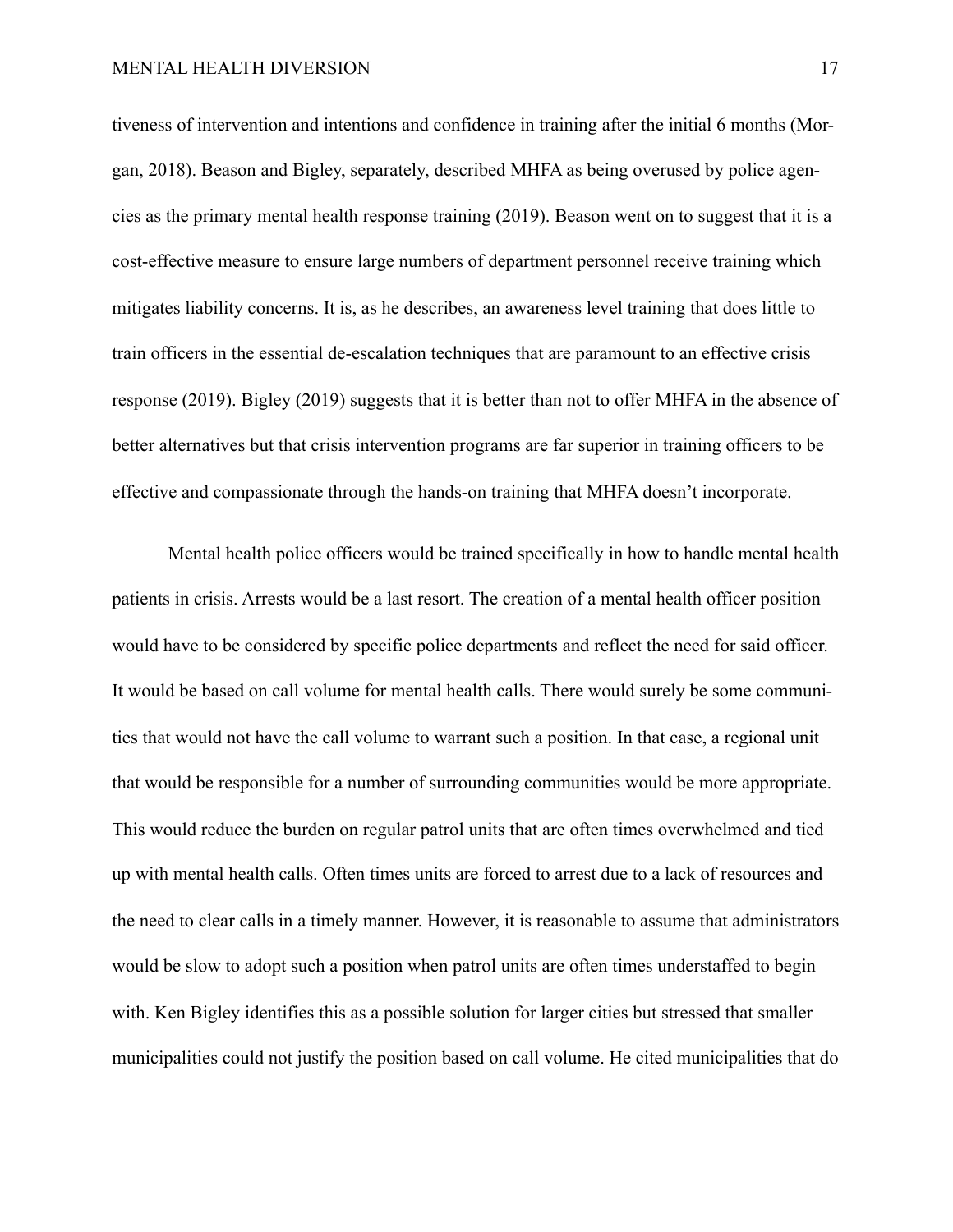tiveness of intervention and intentions and confidence in training after the initial 6 months (Morgan, 2018). Beason and Bigley, separately, described MHFA as being overused by police agencies as the primary mental health response training (2019). Beason went on to suggest that it is a cost-effective measure to ensure large numbers of department personnel receive training which mitigates liability concerns. It is, as he describes, an awareness level training that does little to train officers in the essential de-escalation techniques that are paramount to an effective crisis response (2019). Bigley (2019) suggests that it is better than not to offer MHFA in the absence of better alternatives but that crisis intervention programs are far superior in training officers to be effective and compassionate through the hands-on training that MHFA doesn't incorporate.

Mental health police officers would be trained specifically in how to handle mental health patients in crisis. Arrests would be a last resort. The creation of a mental health officer position would have to be considered by specific police departments and reflect the need for said officer. It would be based on call volume for mental health calls. There would surely be some communities that would not have the call volume to warrant such a position. In that case, a regional unit that would be responsible for a number of surrounding communities would be more appropriate. This would reduce the burden on regular patrol units that are often times overwhelmed and tied up with mental health calls. Often times units are forced to arrest due to a lack of resources and the need to clear calls in a timely manner. However, it is reasonable to assume that administrators would be slow to adopt such a position when patrol units are often times understaffed to begin with. Ken Bigley identifies this as a possible solution for larger cities but stressed that smaller municipalities could not justify the position based on call volume. He cited municipalities that do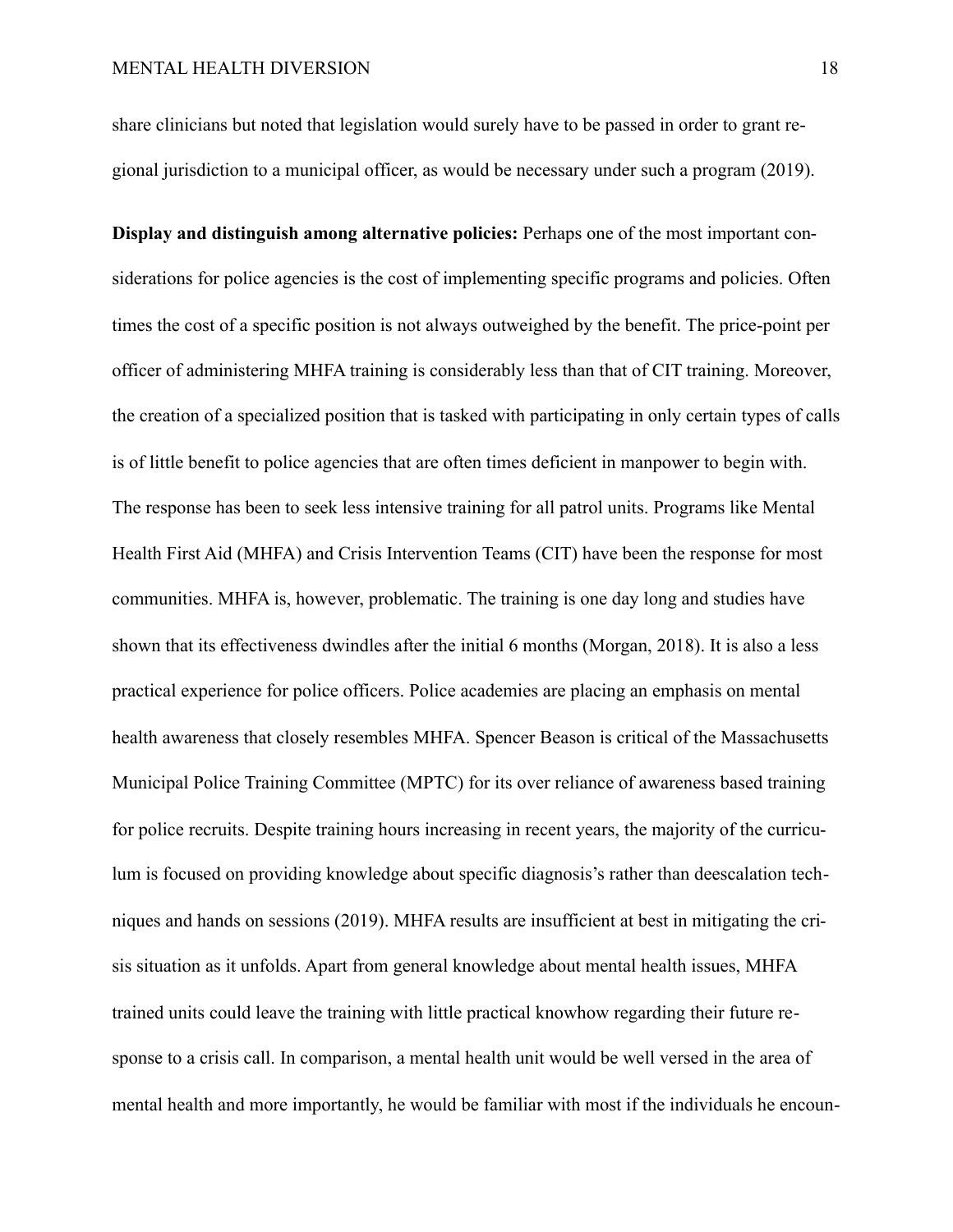share clinicians but noted that legislation would surely have to be passed in order to grant regional jurisdiction to a municipal officer, as would be necessary under such a program (2019).

**Display and distinguish among alternative policies:** Perhaps one of the most important considerations for police agencies is the cost of implementing specific programs and policies. Often times the cost of a specific position is not always outweighed by the benefit. The price-point per officer of administering MHFA training is considerably less than that of CIT training. Moreover, the creation of a specialized position that is tasked with participating in only certain types of calls is of little benefit to police agencies that are often times deficient in manpower to begin with. The response has been to seek less intensive training for all patrol units. Programs like Mental Health First Aid (MHFA) and Crisis Intervention Teams (CIT) have been the response for most communities. MHFA is, however, problematic. The training is one day long and studies have shown that its effectiveness dwindles after the initial 6 months (Morgan, 2018). It is also a less practical experience for police officers. Police academies are placing an emphasis on mental health awareness that closely resembles MHFA. Spencer Beason is critical of the Massachusetts Municipal Police Training Committee (MPTC) for its over reliance of awareness based training for police recruits. Despite training hours increasing in recent years, the majority of the curriculum is focused on providing knowledge about specific diagnosis's rather than deescalation techniques and hands on sessions (2019). MHFA results are insufficient at best in mitigating the crisis situation as it unfolds. Apart from general knowledge about mental health issues, MHFA trained units could leave the training with little practical knowhow regarding their future response to a crisis call. In comparison, a mental health unit would be well versed in the area of mental health and more importantly, he would be familiar with most if the individuals he encoun-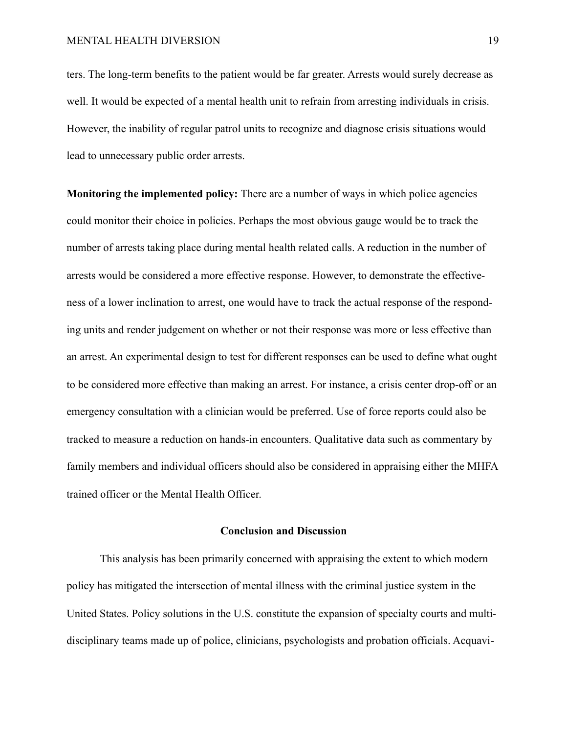ters. The long-term benefits to the patient would be far greater. Arrests would surely decrease as well. It would be expected of a mental health unit to refrain from arresting individuals in crisis. However, the inability of regular patrol units to recognize and diagnose crisis situations would lead to unnecessary public order arrests.

**Monitoring the implemented policy:** There are a number of ways in which police agencies could monitor their choice in policies. Perhaps the most obvious gauge would be to track the number of arrests taking place during mental health related calls. A reduction in the number of arrests would be considered a more effective response. However, to demonstrate the effectiveness of a lower inclination to arrest, one would have to track the actual response of the responding units and render judgement on whether or not their response was more or less effective than an arrest. An experimental design to test for different responses can be used to define what ought to be considered more effective than making an arrest. For instance, a crisis center drop-off or an emergency consultation with a clinician would be preferred. Use of force reports could also be tracked to measure a reduction on hands-in encounters. Qualitative data such as commentary by family members and individual officers should also be considered in appraising either the MHFA trained officer or the Mental Health Officer.

## Conclusion and Discussion

This analysis has been primarily concerned with appraising the extent to which modern policy has mitigated the intersection of mental illness with the criminal justice system in the United States. Policy solutions in the U.S. constitute the expansion of specialty courts and multidisciplinary teams made up of police, clinicians, psychologists and probation officials. Acquavi-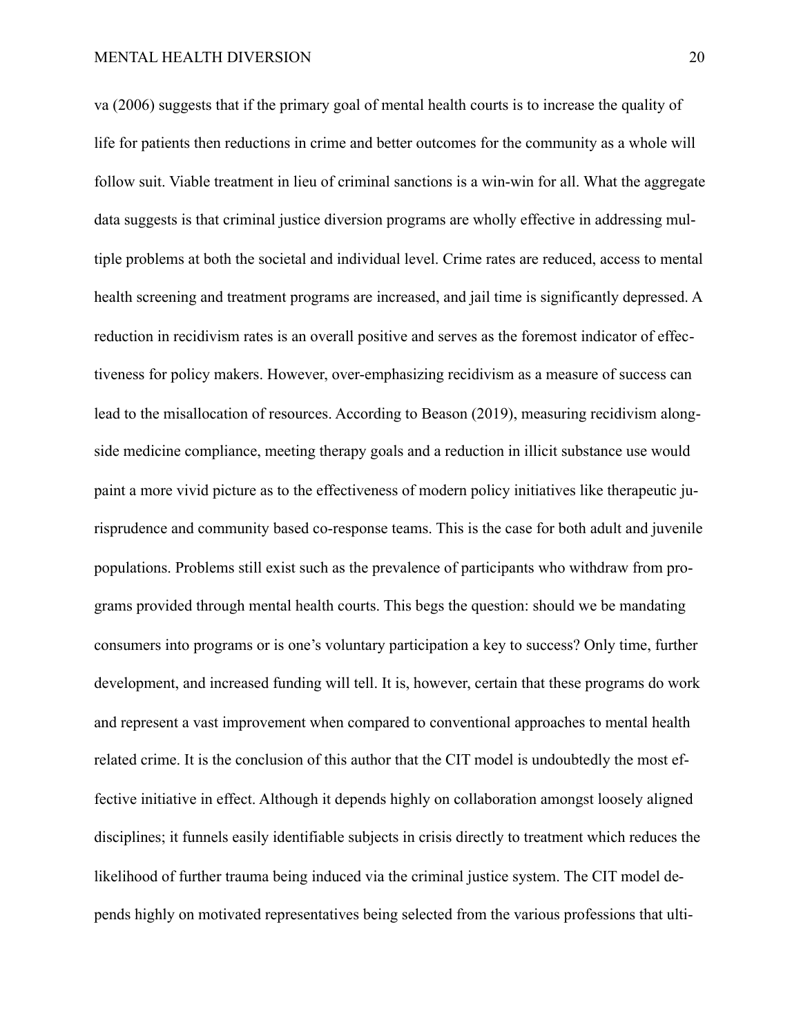va (2006) suggests that if the primary goal of mental health courts is to increase the quality of life for patients then reductions in crime and better outcomes for the community as a whole will follow suit. Viable treatment in lieu of criminal sanctions is a win-win for all. What the aggregate data suggests is that criminal justice diversion programs are wholly effective in addressing multiple problems at both the societal and individual level. Crime rates are reduced, access to mental health screening and treatment programs are increased, and jail time is significantly depressed. A reduction in recidivism rates is an overall positive and serves as the foremost indicator of effectiveness for policy makers. However, over-emphasizing recidivism as a measure of success can lead to the misallocation of resources. According to Beason (2019), measuring recidivism alongside medicine compliance, meeting therapy goals and a reduction in illicit substance use would paint a more vivid picture as to the effectiveness of modern policy initiatives like therapeutic jurisprudence and community based co-response teams. This is the case for both adult and juvenile populations. Problems still exist such as the prevalence of participants who withdraw from programs provided through mental health courts. This begs the question: should we be mandating consumers into programs or is one's voluntary participation a key to success? Only time, further development, and increased funding will tell. It is, however, certain that these programs do work and represent a vast improvement when compared to conventional approaches to mental health related crime. It is the conclusion of this author that the CIT model is undoubtedly the most effective initiative in effect. Although it depends highly on collaboration amongst loosely aligned disciplines; it funnels easily identifiable subjects in crisis directly to treatment which reduces the likelihood of further trauma being induced via the criminal justice system. The CIT model depends highly on motivated representatives being selected from the various professions that ulti-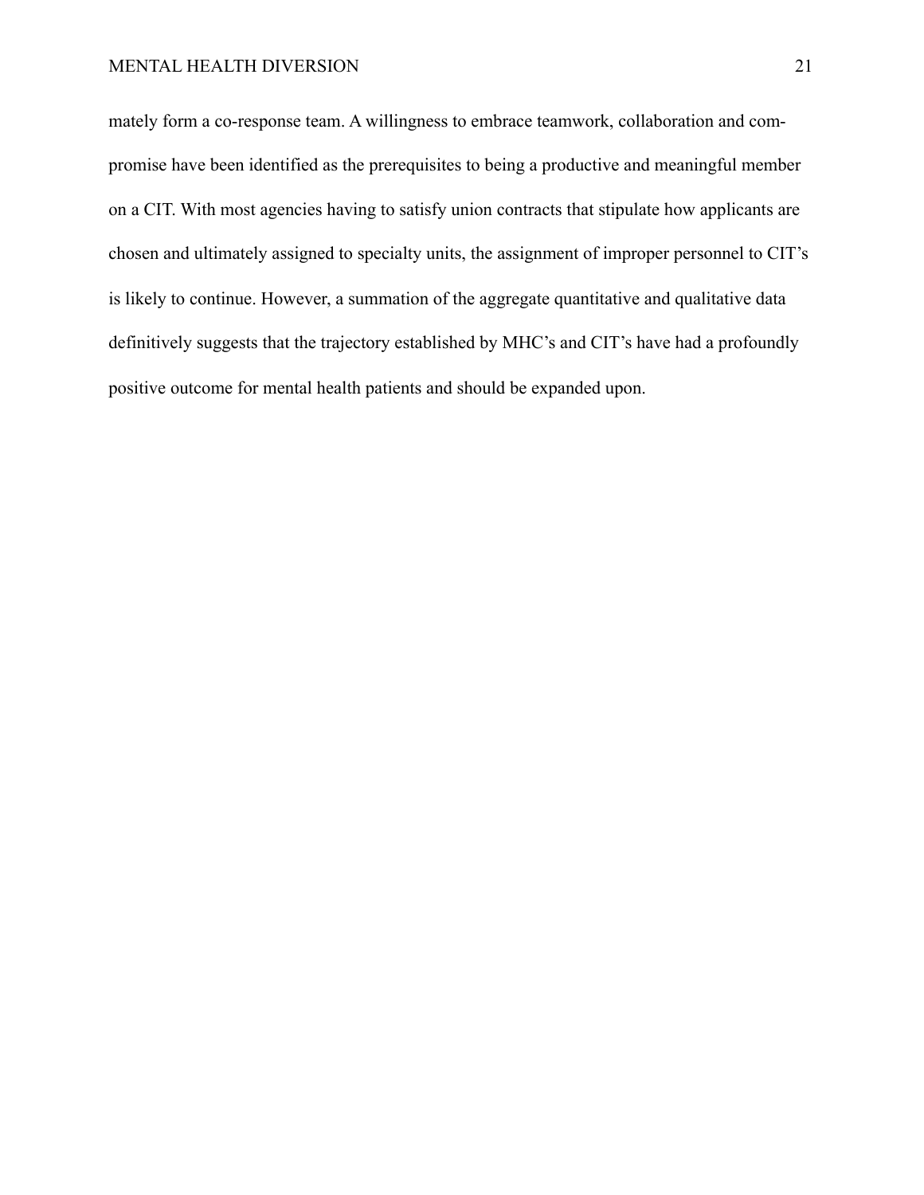mately form a co-response team. A willingness to embrace teamwork, collaboration and compromise have been identified as the prerequisites to being a productive and meaningful member on a CIT. With most agencies having to satisfy union contracts that stipulate how applicants are chosen and ultimately assigned to specialty units, the assignment of improper personnel to CIT's is likely to continue. However, a summation of the aggregate quantitative and qualitative data definitively suggests that the trajectory established by MHC's and CIT's have had a profoundly positive outcome for mental health patients and should be expanded upon.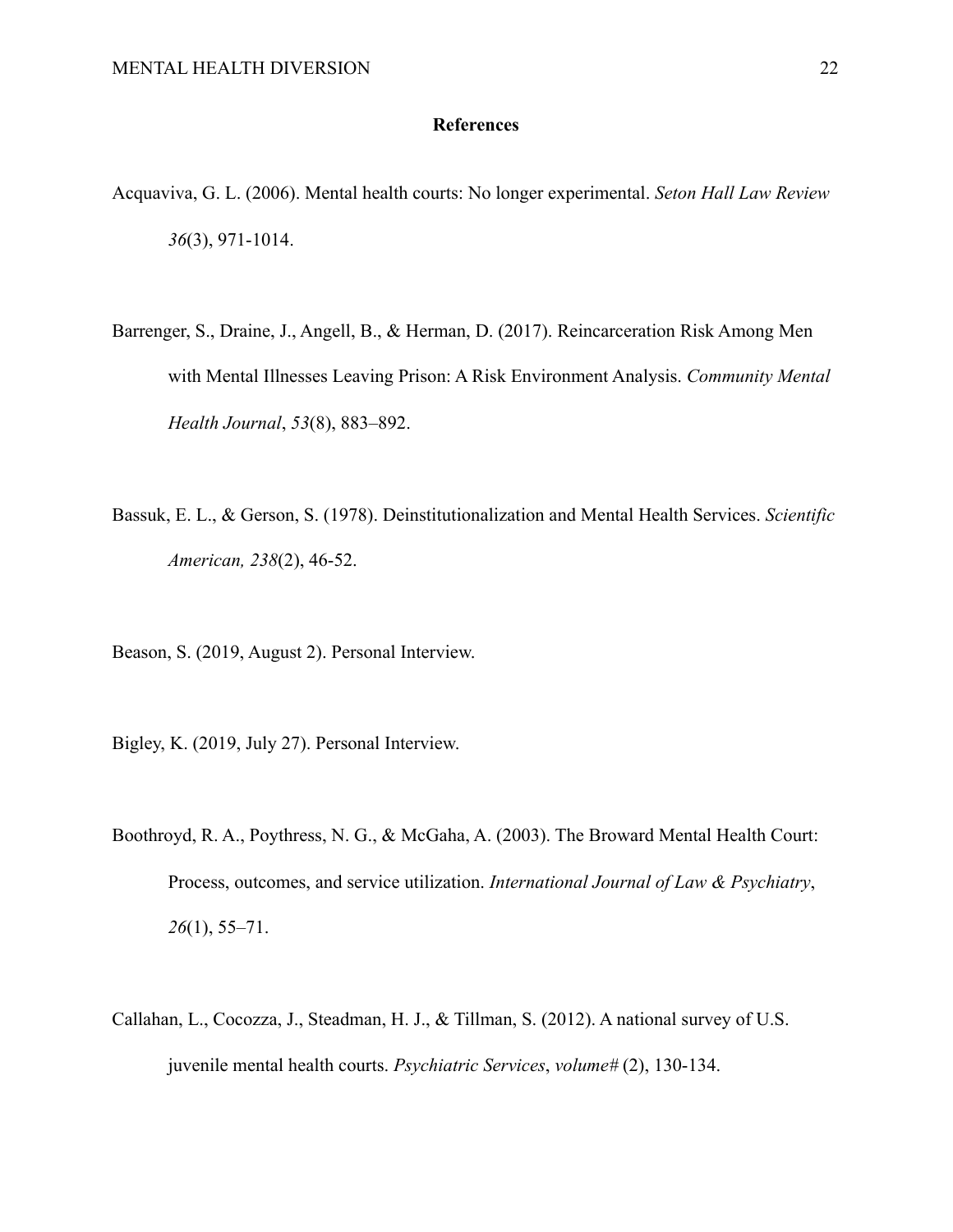# References

Acquaviva, G. L. (2006). Mental health courts: No longer experimental. *Seton Hall Law Review 36*(3), 971-1014.

Barrenger, S., Draine, J., Angell, B., & Herman, D. (2017). Reincarceration Risk Among Men with Mental Illnesses Leaving Prison: A Risk Environment Analysis. *Community Mental Health Journal*, *53*(8), 883–892.

Bassuk, E. L., & Gerson, S. (1978). Deinstitutionalization and Mental Health Services. *Scientific American, 238*(2), 46-52.

Beason, S. (2019, August 2). Personal Interview.

Bigley, K. (2019, July 27). Personal Interview.

Boothroyd, R. A., Poythress, N. G., & McGaha, A. (2003). The Broward Mental Health Court: Process, outcomes, and service utilization. *International Journal of Law & Psychiatry*, *26*(1), 55–71.

Callahan, L., Cocozza, J., Steadman, H. J., & Tillman, S. (2012). A national survey of U.S. juvenile mental health courts. *Psychiatric Services*, *volume#* (2), 130-134.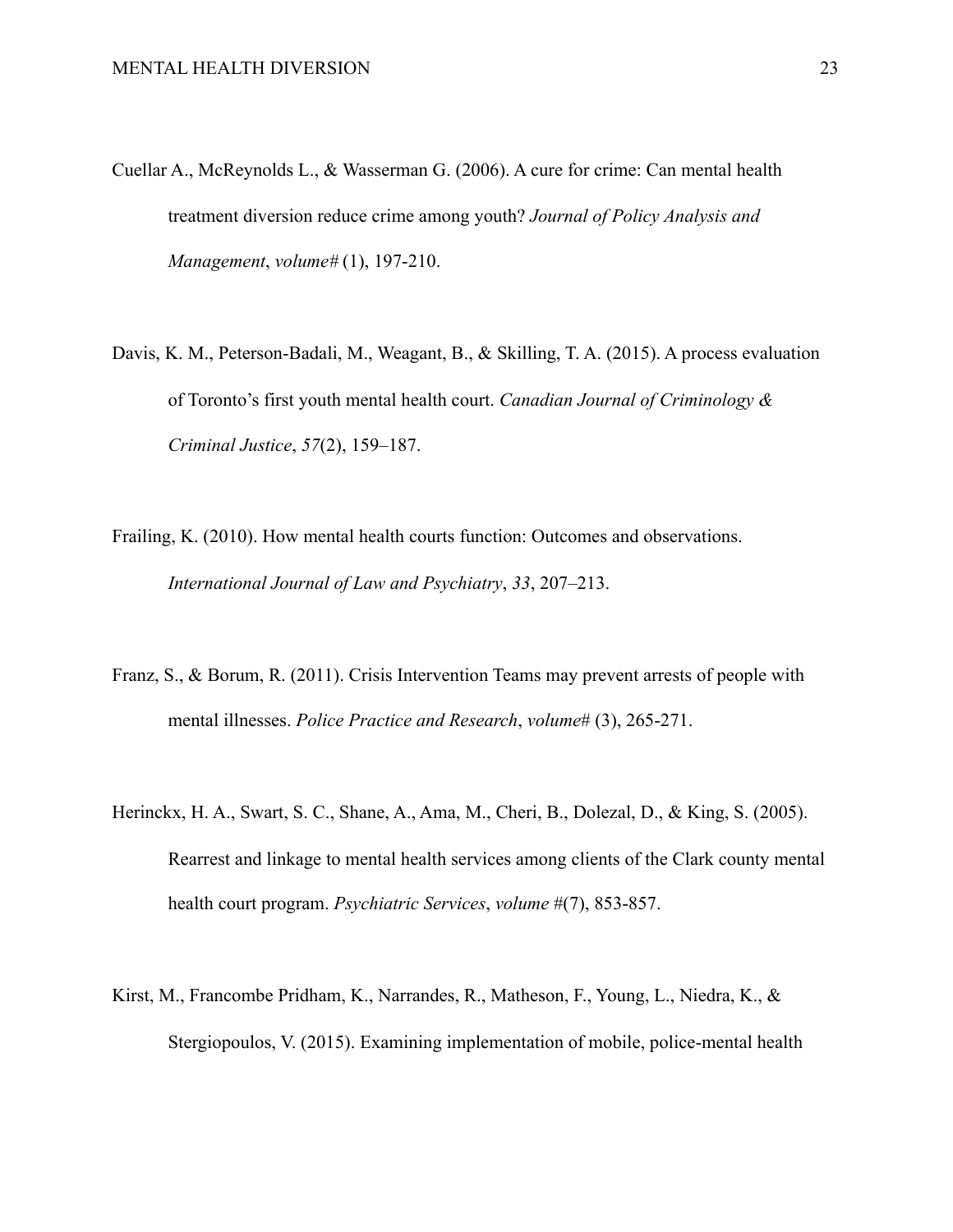Cuellar A., McReynolds L., & Wasserman G. (2006). A cure for crime: Can mental health treatment diversion reduce crime among youth? *Journal of Policy Analysis and Management*, *volume#* (1), 197-210.

Davis, K. M., Peterson-Badali, M., Weagant, B., & Skilling, T. A. (2015). A process evaluation of Toronto's first youth mental health court. *Canadian Journal of Criminology & Criminal Justice*, *57*(2), 159–187.

Frailing, K. (2010). How mental health courts function: Outcomes and observations. *International Journal of Law and Psychiatry*, *33*, 207–213.

Franz, S., & Borum, R. (2011). Crisis Intervention Teams may prevent arrests of people with mental illnesses. *Police Practice and Research*, *volume#* (3), 265-271.

Herinckx, H. A., Swart, S. C., Shane, A., Ama, M., Cheri, B., Dolezal, D., & King, S. (2005). Rearrest and linkage to mental health services among clients of the Clark county mental health court program. *Psychiatric Services*, *volume* #(7), 853-857.

Kirst, M., Francombe Pridham, K., Narrandes, R., Matheson, F., Young, L., Niedra, K., & Stergiopoulos, V. (2015). Examining implementation of mobile, police-mental health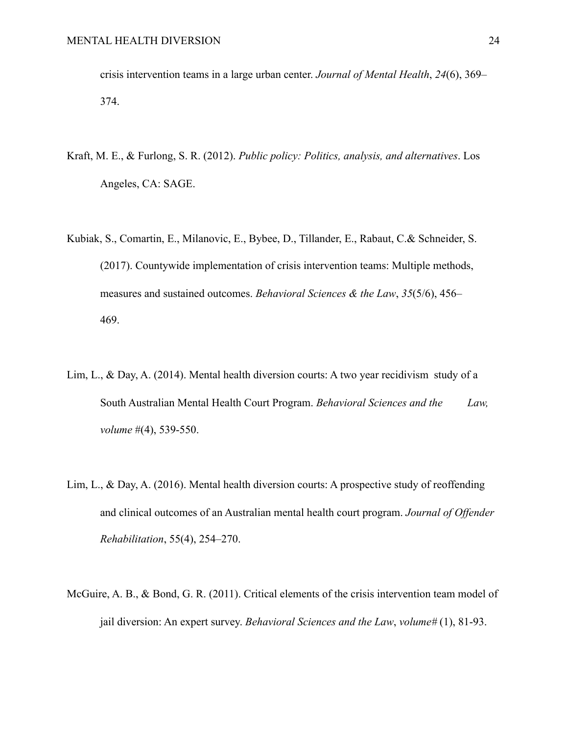crisis intervention teams in a large urban center. *Journal of Mental Health*, *24*(6), 369–374.

Kraft, M. E., & Furlong, S. R. (2012). *Public policy: Politics, analysis, and alternatives*. Los Angeles, CA: SAGE.

Kubiak, S., Comartin, E., Milanovic, E., Bybee, D., Tillander, E., Rabaut, C.& Schneider, S. (2017). Countywide implementation of crisis intervention teams: Multiple methods, measures and sustained outcomes. *Behavioral Sciences & the Law*, *35*(5/6), 456–469.

Lim, L., & Day, A. (2014). Mental health diversion courts: A two year recidivism study of a South Australian Mental Health Court Program. *Behavioral Sciences and the Law, volume* #(4), 539-550.

Lim, L., & Day, A. (2016). Mental health diversion courts: A prospective study of reoffending and clinical outcomes of an Australian mental health court program. *Journal of Offender Rehabilitation*, 55(4), 254–270.

McGuire, A. B., & Bond, G. R. (2011). Critical elements of the crisis intervention team model of jail diversion: An expert survey. *Behavioral Sciences and the Law*, *volume#* (1), 81-93.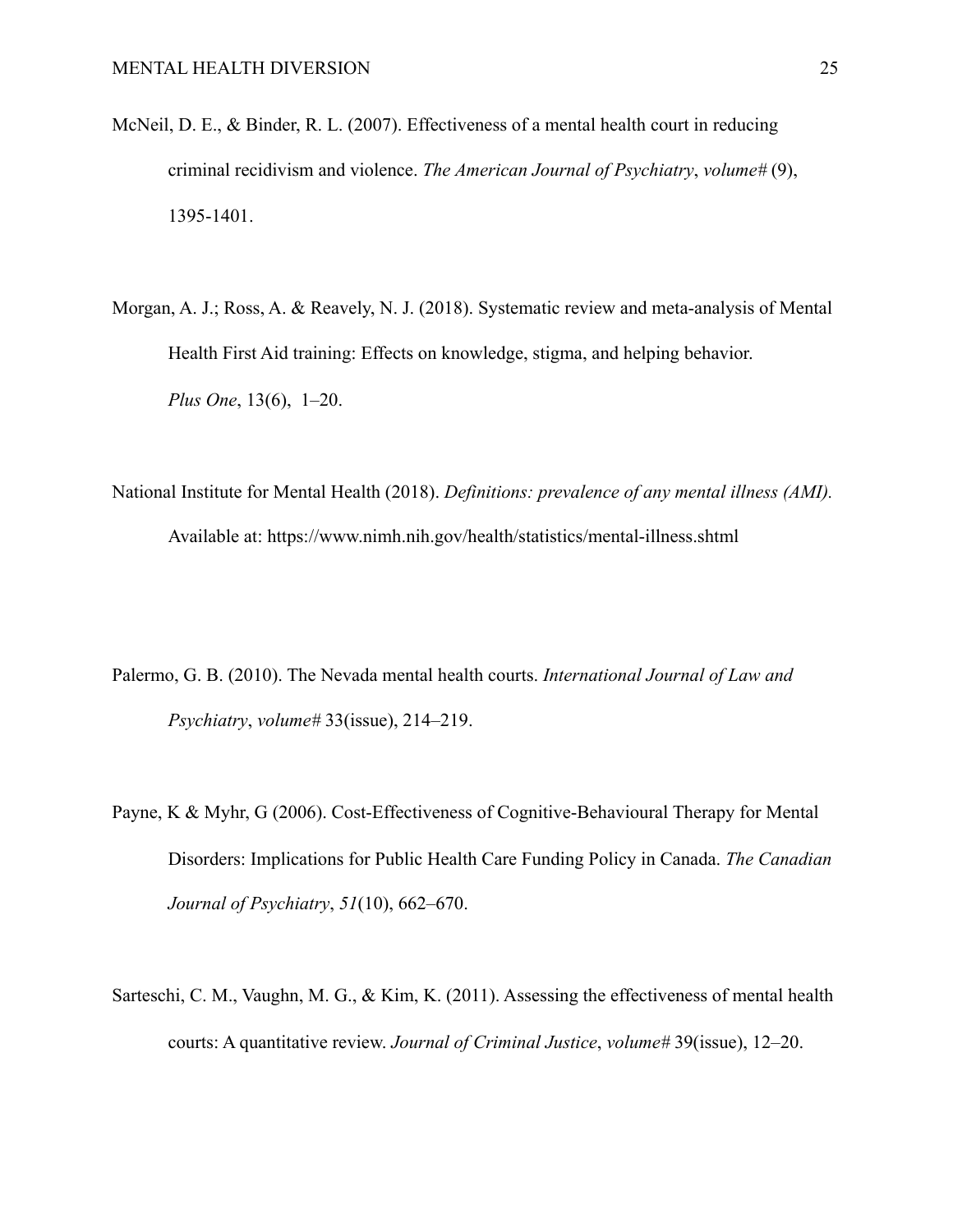McNeil, D. E., & Binder, R. L. (2007). Effectiveness of a mental health court in reducing criminal recidivism and violence. *The American Journal of Psychiatry*, *volume#* (9), 1395-1401.

Morgan, A. J.; Ross, A. & Reavely, N. J. (2018). Systematic review and meta-analysis of Mental Health First Aid training: Effects on knowledge, stigma, and helping behavior. *Plus One*, 13(6), 1–20.

National Institute for Mental Health (2018). *Definitions: prevalence of any mental illness (AMI).* Available at: https://www.nimh.nih.gov/health/statistics/mental-illness.shtml

Palermo, G. B. (2010). The Nevada mental health courts. *International Journal of Law and Psychiatry*, *volume#* 33(issue), 214–219.

Payne, K & Myhr, G (2006). Cost-Effectiveness of Cognitive-Behavioural Therapy for Mental Disorders: Implications for Public Health Care Funding Policy in Canada. *The Canadian Journal of Psychiatry*, *51*(10), 662–670.

Sarteschi, C. M., Vaughn, M. G., & Kim, K. (2011). Assessing the effectiveness of mental health courts: A quantitative review. *Journal of Criminal Justice*, *volume#* 39(issue), 12–20.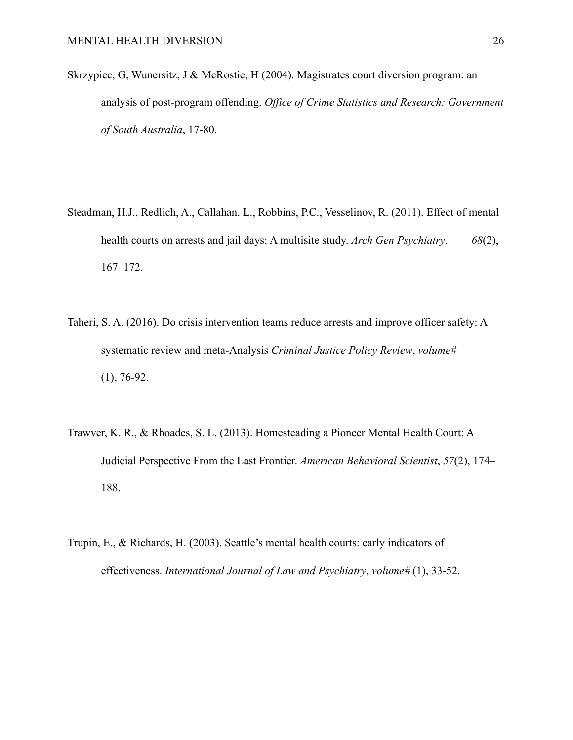Skrzypiec, G, Wunersitz, J & McRostie, H (2004). Magistrates court diversion program: an analysis of post-program offending. *Office of Crime Statistics and Research: Government of South Australia*, 17-80.

Steadman, H.J., Redlich, A., Callahan. L., Robbins, P.C., Vesselinov, R. (2011). Effect of mental health courts on arrests and jail days: A multisite study. *Arch Gen Psychiatry*. *68*(2), 167–172.

Taheri, S. A. (2016). Do crisis intervention teams reduce arrests and improve officer safety: A systematic review and meta-Analysis *Criminal Justice Policy Review*, *volume#* (1), 76-92.

Trawver, K. R., & Rhoades, S. L. (2013). Homesteading a Pioneer Mental Health Court: A Judicial Perspective From the Last Frontier. *American Behavioral Scientist*, *57*(2), 174–188.

Trupin, E., & Richards, H. (2003). Seattle's mental health courts: early indicators of effectiveness. *International Journal of Law and Psychiatry*, *volume#* (1), 33-52.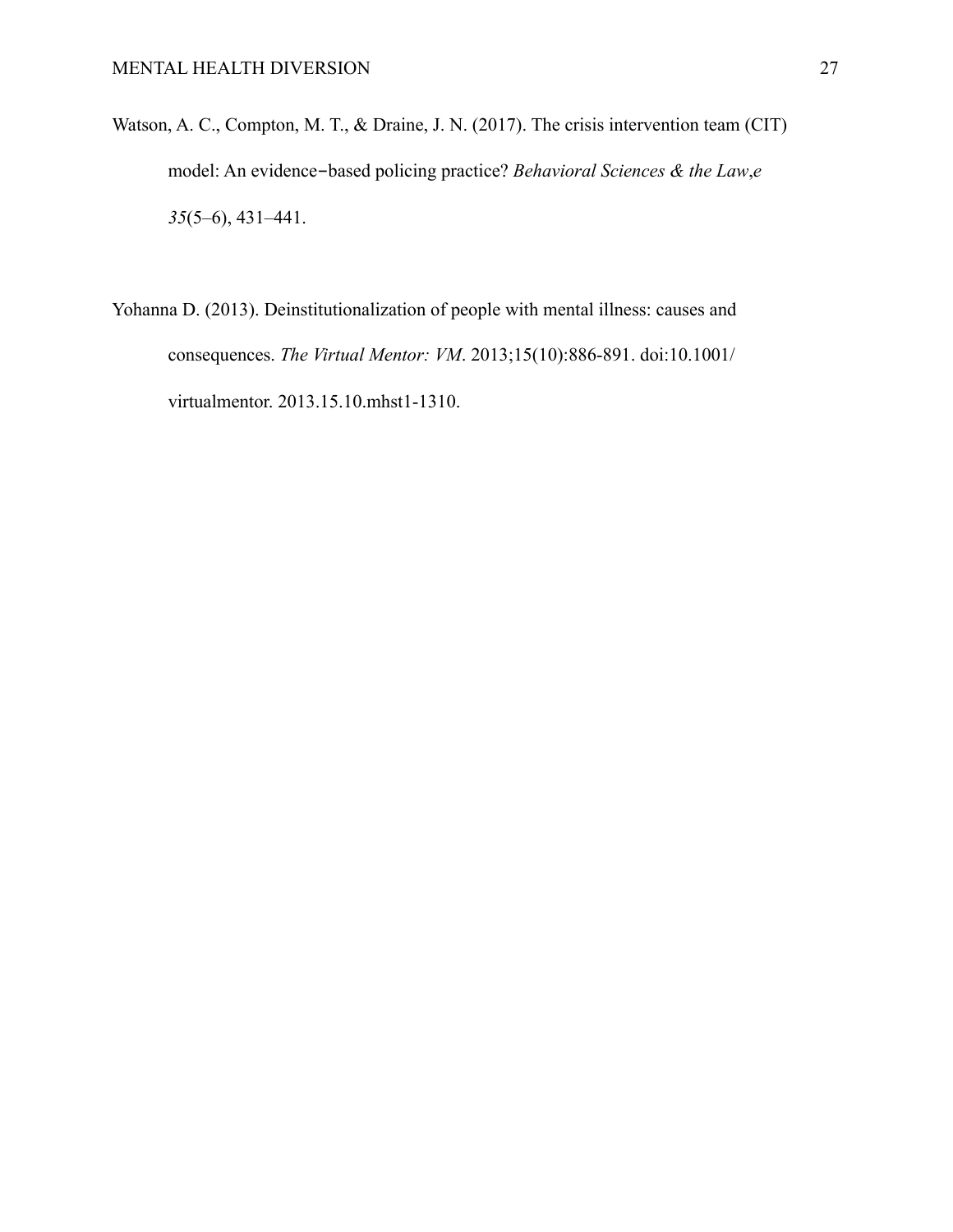Watson, A. C., Compton, M. T., & Draine, J. N. (2017). The crisis intervention team (CIT) model: An evidence‐based policing practice? *Behavioral Sciences & the Law*,*e* *35*(5–6), 431–441.

Yohanna D. (2013). Deinstitutionalization of people with mental illness: causes and consequences. *The Virtual Mentor: VM*. 2013;15(10):886-891. doi:10.1001/ virtualmentor. 2013.15.10.mhst1-1310.